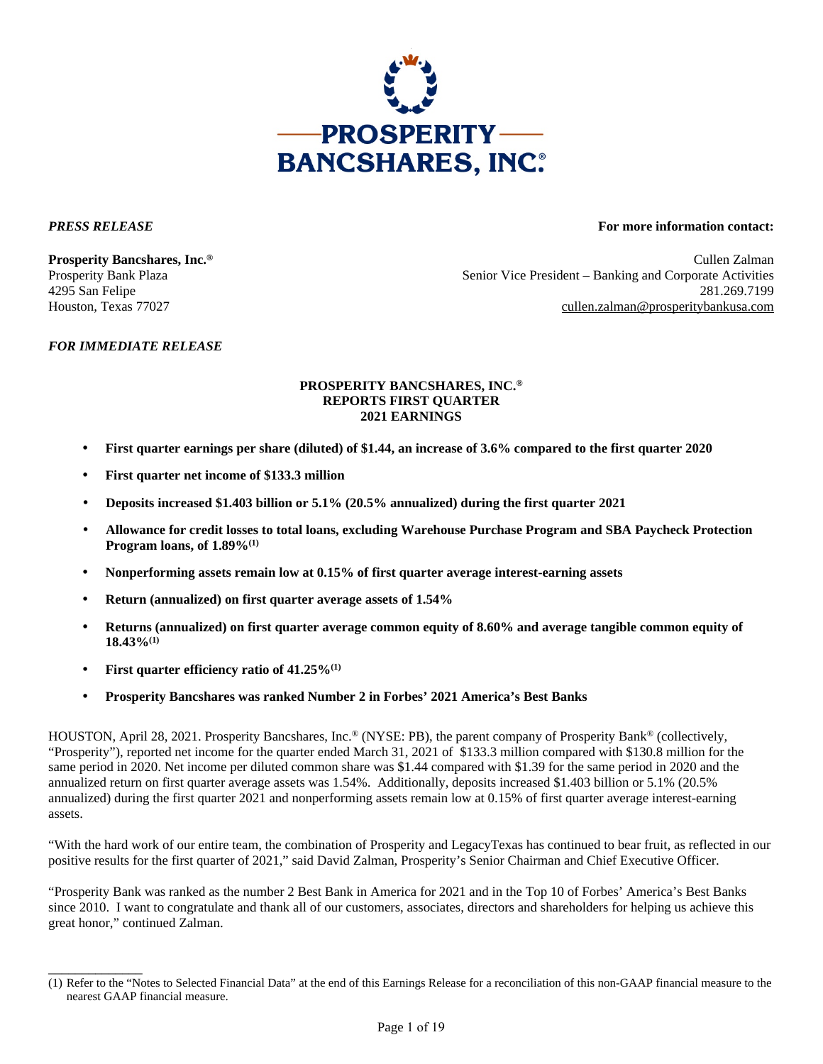*PRESS RELEASE*

**For more information contact:**

**Prosperity Bancshares, Inc.®**
Prosperity Bank Plaza
4295 San Felipe
Houston, Texas 77027

Cullen Zalman
Senior Vice President – Banking and Corporate Activities
281.269.7199
cullen.zalman@prosperitybankusa.com

*FOR IMMEDIATE RELEASE*

**PROSPERITY BANCSHARES, INC.®**
**REPORTS FIRST QUARTER**
**2021 EARNINGS**

- **First quarter earnings per share (diluted) of $1.44, an increase of 3.6% compared to the first quarter 2020**
- **First quarter net income of $133.3 million**
- **Deposits increased $1.403 billion or 5.1% (20.5% annualized) during the first quarter 2021**
- **Allowance for credit losses to total loans, excluding Warehouse Purchase Program and SBA Paycheck Protection Program loans, of 1.89%[(1)]**
- **Nonperforming assets remain low at 0.15% of first quarter average interest-earning assets**
- **Return (annualized) on first quarter average assets of 1.54%**
- **Returns (annualized) on first quarter average common equity of 8.60% and average tangible common equity of 18.43%[(1)]**
- **First quarter efficiency ratio of 41.25%[(1)]**
- **Prosperity Bancshares was ranked Number 2 in Forbes' 2021 America's Best Banks**

HOUSTON, April 28, 2021. Prosperity Bancshares, Inc.® (NYSE: PB), the parent company of Prosperity Bank® (collectively, "Prosperity"), reported net income for the quarter ended March 31, 2021 of $133.3 million compared with $130.8 million for the same period in 2020. Net income per diluted common share was $1.44 compared with $1.39 for the same period in 2020 and the annualized return on first quarter average assets was 1.54%. Additionally, deposits increased $1.403 billion or 5.1% (20.5% annualized) during the first quarter 2021 and nonperforming assets remain low at 0.15% of first quarter average interest-earning assets.

"With the hard work of our entire team, the combination of Prosperity and LegacyTexas has continued to bear fruit, as reflected in our positive results for the first quarter of 2021," said David Zalman, Prosperity's Senior Chairman and Chief Executive Officer.

"Prosperity Bank was ranked as the number 2 Best Bank in America for 2021 and in the Top 10 of Forbes' America's Best Banks since 2010. I want to congratulate and thank all of our customers, associates, directors and shareholders for helping us achieve this great honor," continued Zalman.

---

(1) Refer to the "Notes to Selected Financial Data" at the end of this Earnings Release for a reconciliation of this non-GAAP financial measure to the nearest GAAP financial measure.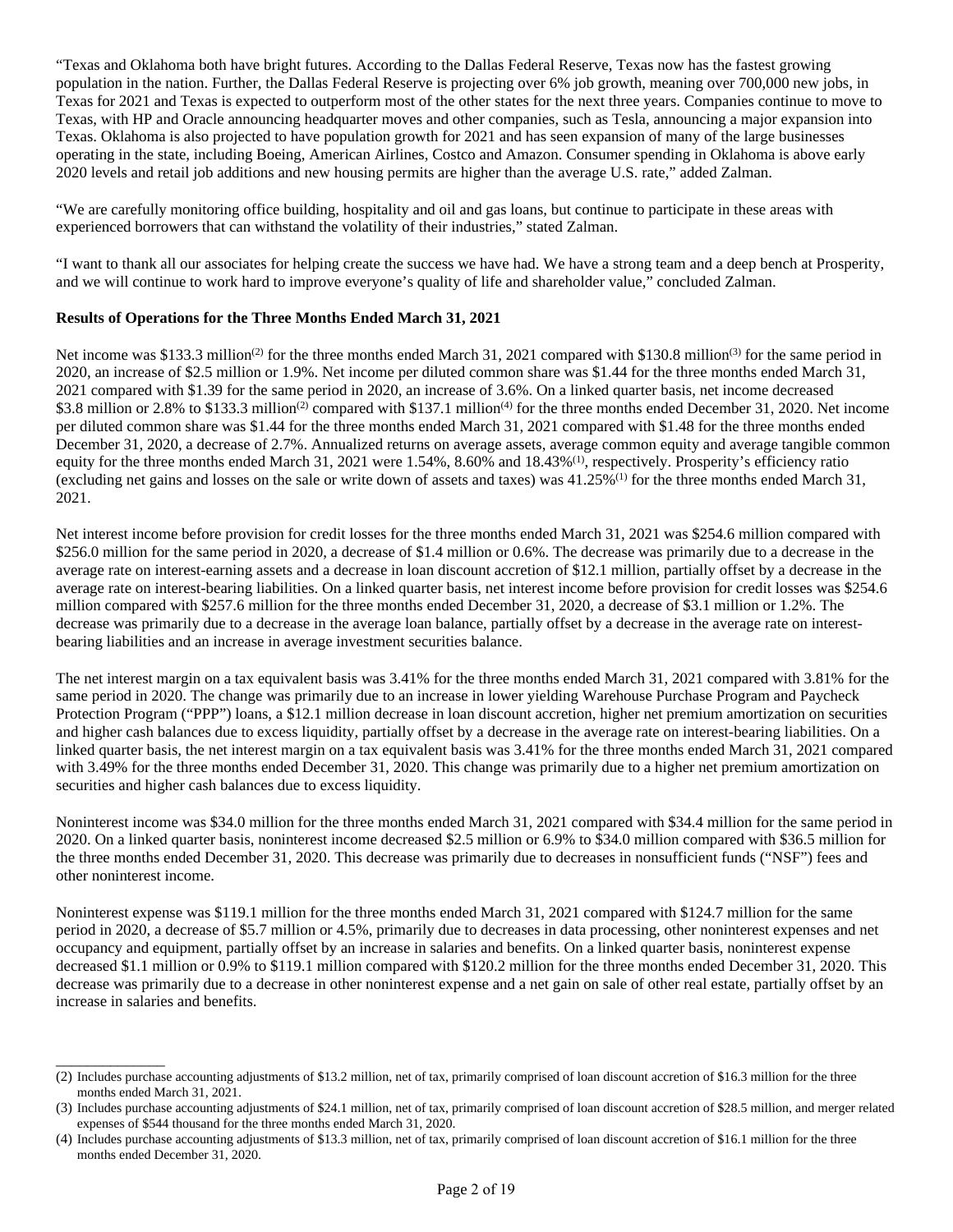"Texas and Oklahoma both have bright futures. According to the Dallas Federal Reserve, Texas now has the fastest growing population in the nation. Further, the Dallas Federal Reserve is projecting over 6% job growth, meaning over 700,000 new jobs, in Texas for 2021 and Texas is expected to outperform most of the other states for the next three years. Companies continue to move to Texas, with HP and Oracle announcing headquarter moves and other companies, such as Tesla, announcing a major expansion into Texas. Oklahoma is also projected to have population growth for 2021 and has seen expansion of many of the large businesses operating in the state, including Boeing, American Airlines, Costco and Amazon. Consumer spending in Oklahoma is above early 2020 levels and retail job additions and new housing permits are higher than the average U.S. rate," added Zalman.

"We are carefully monitoring office building, hospitality and oil and gas loans, but continue to participate in these areas with experienced borrowers that can withstand the volatility of their industries," stated Zalman.

"I want to thank all our associates for helping create the success we have had. We have a strong team and a deep bench at Prosperity, and we will continue to work hard to improve everyone's quality of life and shareholder value," concluded Zalman.

**Results of Operations for the Three Months Ended March 31, 2021**

Net income was $133.3 million[(2)] for the three months ended March 31, 2021 compared with $130.8 million[(3)] for the same period in 2020, an increase of $2.5 million or 1.9%. Net income per diluted common share was $1.44 for the three months ended March 31, 2021 compared with $1.39 for the same period in 2020, an increase of 3.6%. On a linked quarter basis, net income decreased $3.8 million or 2.8% to $133.3 million[(2)] compared with $137.1 million[(4)] for the three months ended December 31, 2020. Net income per diluted common share was $1.44 for the three months ended March 31, 2021 compared with $1.48 for the three months ended December 31, 2020, a decrease of 2.7%. Annualized returns on average assets, average common equity and average tangible common equity for the three months ended March 31, 2021 were 1.54%, 8.60% and 18.43%[(1)], respectively. Prosperity's efficiency ratio (excluding net gains and losses on the sale or write down of assets and taxes) was 41.25%[(1)] for the three months ended March 31, 2021.

Net interest income before provision for credit losses for the three months ended March 31, 2021 was $254.6 million compared with $256.0 million for the same period in 2020, a decrease of $1.4 million or 0.6%. The decrease was primarily due to a decrease in the average rate on interest-earning assets and a decrease in loan discount accretion of $12.1 million, partially offset by a decrease in the average rate on interest-bearing liabilities. On a linked quarter basis, net interest income before provision for credit losses was $254.6 million compared with $257.6 million for the three months ended December 31, 2020, a decrease of $3.1 million or 1.2%. The decrease was primarily due to a decrease in the average loan balance, partially offset by a decrease in the average rate on interest-bearing liabilities and an increase in average investment securities balance.

The net interest margin on a tax equivalent basis was 3.41% for the three months ended March 31, 2021 compared with 3.81% for the same period in 2020. The change was primarily due to an increase in lower yielding Warehouse Purchase Program and Paycheck Protection Program ("PPP") loans, a $12.1 million decrease in loan discount accretion, higher net premium amortization on securities and higher cash balances due to excess liquidity, partially offset by a decrease in the average rate on interest-bearing liabilities. On a linked quarter basis, the net interest margin on a tax equivalent basis was 3.41% for the three months ended March 31, 2021 compared with 3.49% for the three months ended December 31, 2020. This change was primarily due to a higher net premium amortization on securities and higher cash balances due to excess liquidity.

Noninterest income was $34.0 million for the three months ended March 31, 2021 compared with $34.4 million for the same period in 2020. On a linked quarter basis, noninterest income decreased $2.5 million or 6.9% to $34.0 million compared with $36.5 million for the three months ended December 31, 2020. This decrease was primarily due to decreases in nonsufficient funds ("NSF") fees and other noninterest income.

Noninterest expense was $119.1 million for the three months ended March 31, 2021 compared with $124.7 million for the same period in 2020, a decrease of $5.7 million or 4.5%, primarily due to decreases in data processing, other noninterest expenses and net occupancy and equipment, partially offset by an increase in salaries and benefits. On a linked quarter basis, noninterest expense decreased $1.1 million or 0.9% to $119.1 million compared with $120.2 million for the three months ended December 31, 2020. This decrease was primarily due to a decrease in other noninterest expense and a net gain on sale of other real estate, partially offset by an increase in salaries and benefits.

---

(2) Includes purchase accounting adjustments of $13.2 million, net of tax, primarily comprised of loan discount accretion of $16.3 million for the three months ended March 31, 2021.

(3) Includes purchase accounting adjustments of $24.1 million, net of tax, primarily comprised of loan discount accretion of $28.5 million, and merger related expenses of $544 thousand for the three months ended March 31, 2020.

(4) Includes purchase accounting adjustments of $13.3 million, net of tax, primarily comprised of loan discount accretion of $16.1 million for the three months ended December 31, 2020.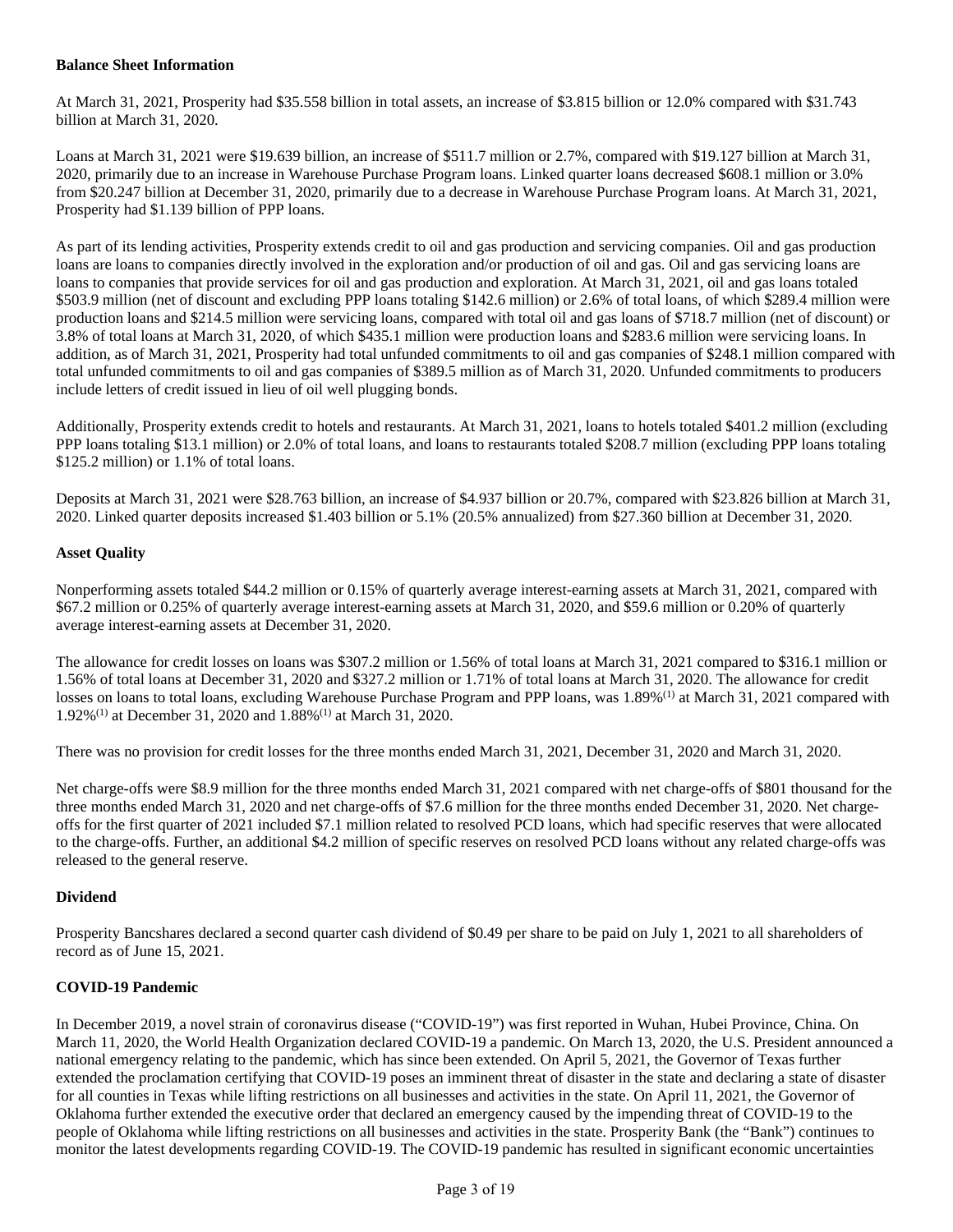**Balance Sheet Information**

At March 31, 2021, Prosperity had $35.558 billion in total assets, an increase of $3.815 billion or 12.0% compared with $31.743 billion at March 31, 2020.

Loans at March 31, 2021 were $19.639 billion, an increase of $511.7 million or 2.7%, compared with $19.127 billion at March 31, 2020, primarily due to an increase in Warehouse Purchase Program loans. Linked quarter loans decreased $608.1 million or 3.0% from $20.247 billion at December 31, 2020, primarily due to a decrease in Warehouse Purchase Program loans. At March 31, 2021, Prosperity had $1.139 billion of PPP loans.

As part of its lending activities, Prosperity extends credit to oil and gas production and servicing companies. Oil and gas production loans are loans to companies directly involved in the exploration and/or production of oil and gas. Oil and gas servicing loans are loans to companies that provide services for oil and gas production and exploration. At March 31, 2021, oil and gas loans totaled $503.9 million (net of discount and excluding PPP loans totaling $142.6 million) or 2.6% of total loans, of which $289.4 million were production loans and $214.5 million were servicing loans, compared with total oil and gas loans of $718.7 million (net of discount) or 3.8% of total loans at March 31, 2020, of which $435.1 million were production loans and $283.6 million were servicing loans. In addition, as of March 31, 2021, Prosperity had total unfunded commitments to oil and gas companies of $248.1 million compared with total unfunded commitments to oil and gas companies of $389.5 million as of March 31, 2020. Unfunded commitments to producers include letters of credit issued in lieu of oil well plugging bonds.

Additionally, Prosperity extends credit to hotels and restaurants. At March 31, 2021, loans to hotels totaled $401.2 million (excluding PPP loans totaling $13.1 million) or 2.0% of total loans, and loans to restaurants totaled $208.7 million (excluding PPP loans totaling $125.2 million) or 1.1% of total loans.

Deposits at March 31, 2021 were $28.763 billion, an increase of $4.937 billion or 20.7%, compared with $23.826 billion at March 31, 2020. Linked quarter deposits increased $1.403 billion or 5.1% (20.5% annualized) from $27.360 billion at December 31, 2020.

**Asset Quality**

Nonperforming assets totaled $44.2 million or 0.15% of quarterly average interest-earning assets at March 31, 2021, compared with $67.2 million or 0.25% of quarterly average interest-earning assets at March 31, 2020, and $59.6 million or 0.20% of quarterly average interest-earning assets at December 31, 2020.

The allowance for credit losses on loans was $307.2 million or 1.56% of total loans at March 31, 2021 compared to $316.1 million or 1.56% of total loans at December 31, 2020 and $327.2 million or 1.71% of total loans at March 31, 2020. The allowance for credit losses on loans to total loans, excluding Warehouse Purchase Program and PPP loans, was 1.89%(1) at March 31, 2021 compared with 1.92%(1) at December 31, 2020 and 1.88%(1) at March 31, 2020.

There was no provision for credit losses for the three months ended March 31, 2021, December 31, 2020 and March 31, 2020.

Net charge-offs were $8.9 million for the three months ended March 31, 2021 compared with net charge-offs of $801 thousand for the three months ended March 31, 2020 and net charge-offs of $7.6 million for the three months ended December 31, 2020. Net charge-offs for the first quarter of 2021 included $7.1 million related to resolved PCD loans, which had specific reserves that were allocated to the charge-offs. Further, an additional $4.2 million of specific reserves on resolved PCD loans without any related charge-offs was released to the general reserve.

**Dividend**

Prosperity Bancshares declared a second quarter cash dividend of $0.49 per share to be paid on July 1, 2021 to all shareholders of record as of June 15, 2021.

**COVID-19 Pandemic**

In December 2019, a novel strain of coronavirus disease ("COVID-19") was first reported in Wuhan, Hubei Province, China. On March 11, 2020, the World Health Organization declared COVID-19 a pandemic. On March 13, 2020, the U.S. President announced a national emergency relating to the pandemic, which has since been extended. On April 5, 2021, the Governor of Texas further extended the proclamation certifying that COVID-19 poses an imminent threat of disaster in the state and declaring a state of disaster for all counties in Texas while lifting restrictions on all businesses and activities in the state. On April 11, 2021, the Governor of Oklahoma further extended the executive order that declared an emergency caused by the impending threat of COVID-19 to the people of Oklahoma while lifting restrictions on all businesses and activities in the state. Prosperity Bank (the "Bank") continues to monitor the latest developments regarding COVID-19. The COVID-19 pandemic has resulted in significant economic uncertainties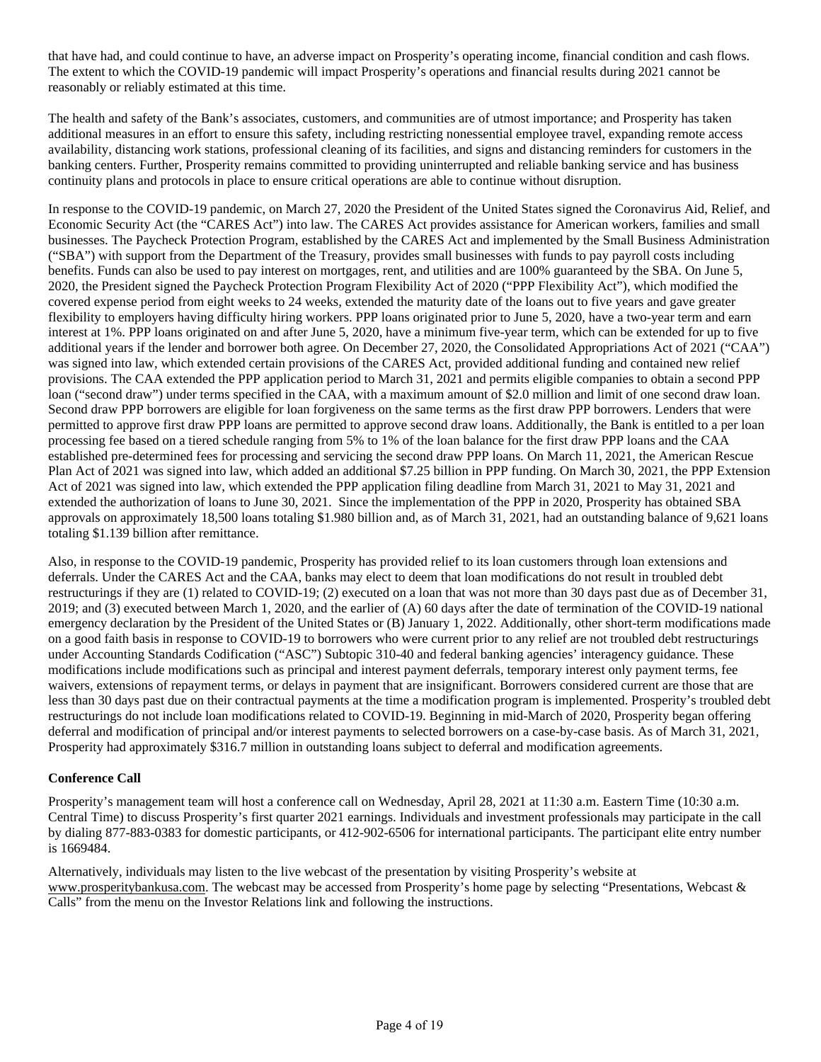that have had, and could continue to have, an adverse impact on Prosperity's operating income, financial condition and cash flows. The extent to which the COVID-19 pandemic will impact Prosperity's operations and financial results during 2021 cannot be reasonably or reliably estimated at this time.

The health and safety of the Bank's associates, customers, and communities are of utmost importance; and Prosperity has taken additional measures in an effort to ensure this safety, including restricting nonessential employee travel, expanding remote access availability, distancing work stations, professional cleaning of its facilities, and signs and distancing reminders for customers in the banking centers. Further, Prosperity remains committed to providing uninterrupted and reliable banking service and has business continuity plans and protocols in place to ensure critical operations are able to continue without disruption.

In response to the COVID-19 pandemic, on March 27, 2020 the President of the United States signed the Coronavirus Aid, Relief, and Economic Security Act (the "CARES Act") into law. The CARES Act provides assistance for American workers, families and small businesses. The Paycheck Protection Program, established by the CARES Act and implemented by the Small Business Administration ("SBA") with support from the Department of the Treasury, provides small businesses with funds to pay payroll costs including benefits. Funds can also be used to pay interest on mortgages, rent, and utilities and are 100% guaranteed by the SBA. On June 5, 2020, the President signed the Paycheck Protection Program Flexibility Act of 2020 ("PPP Flexibility Act"), which modified the covered expense period from eight weeks to 24 weeks, extended the maturity date of the loans out to five years and gave greater flexibility to employers having difficulty hiring workers. PPP loans originated prior to June 5, 2020, have a two-year term and earn interest at 1%. PPP loans originated on and after June 5, 2020, have a minimum five-year term, which can be extended for up to five additional years if the lender and borrower both agree. On December 27, 2020, the Consolidated Appropriations Act of 2021 ("CAA") was signed into law, which extended certain provisions of the CARES Act, provided additional funding and contained new relief provisions. The CAA extended the PPP application period to March 31, 2021 and permits eligible companies to obtain a second PPP loan ("second draw") under terms specified in the CAA, with a maximum amount of $2.0 million and limit of one second draw loan. Second draw PPP borrowers are eligible for loan forgiveness on the same terms as the first draw PPP borrowers. Lenders that were permitted to approve first draw PPP loans are permitted to approve second draw loans. Additionally, the Bank is entitled to a per loan processing fee based on a tiered schedule ranging from 5% to 1% of the loan balance for the first draw PPP loans and the CAA established pre-determined fees for processing and servicing the second draw PPP loans. On March 11, 2021, the American Rescue Plan Act of 2021 was signed into law, which added an additional $7.25 billion in PPP funding. On March 30, 2021, the PPP Extension Act of 2021 was signed into law, which extended the PPP application filing deadline from March 31, 2021 to May 31, 2021 and extended the authorization of loans to June 30, 2021. Since the implementation of the PPP in 2020, Prosperity has obtained SBA approvals on approximately 18,500 loans totaling $1.980 billion and, as of March 31, 2021, had an outstanding balance of 9,621 loans totaling $1.139 billion after remittance.

Also, in response to the COVID-19 pandemic, Prosperity has provided relief to its loan customers through loan extensions and deferrals. Under the CARES Act and the CAA, banks may elect to deem that loan modifications do not result in troubled debt restructurings if they are (1) related to COVID-19; (2) executed on a loan that was not more than 30 days past due as of December 31, 2019; and (3) executed between March 1, 2020, and the earlier of (A) 60 days after the date of termination of the COVID-19 national emergency declaration by the President of the United States or (B) January 1, 2022. Additionally, other short-term modifications made on a good faith basis in response to COVID-19 to borrowers who were current prior to any relief are not troubled debt restructurings under Accounting Standards Codification ("ASC") Subtopic 310-40 and federal banking agencies' interagency guidance. These modifications include modifications such as principal and interest payment deferrals, temporary interest only payment terms, fee waivers, extensions of repayment terms, or delays in payment that are insignificant. Borrowers considered current are those that are less than 30 days past due on their contractual payments at the time a modification program is implemented. Prosperity's troubled debt restructurings do not include loan modifications related to COVID-19. Beginning in mid-March of 2020, Prosperity began offering deferral and modification of principal and/or interest payments to selected borrowers on a case-by-case basis. As of March 31, 2021, Prosperity had approximately $316.7 million in outstanding loans subject to deferral and modification agreements.

**Conference Call**

Prosperity's management team will host a conference call on Wednesday, April 28, 2021 at 11:30 a.m. Eastern Time (10:30 a.m. Central Time) to discuss Prosperity's first quarter 2021 earnings. Individuals and investment professionals may participate in the call by dialing 877-883-0383 for domestic participants, or 412-902-6506 for international participants. The participant elite entry number is 1669484.

Alternatively, individuals may listen to the live webcast of the presentation by visiting Prosperity's website at www.prosperitybankusa.com. The webcast may be accessed from Prosperity's home page by selecting "Presentations, Webcast & Calls" from the menu on the Investor Relations link and following the instructions.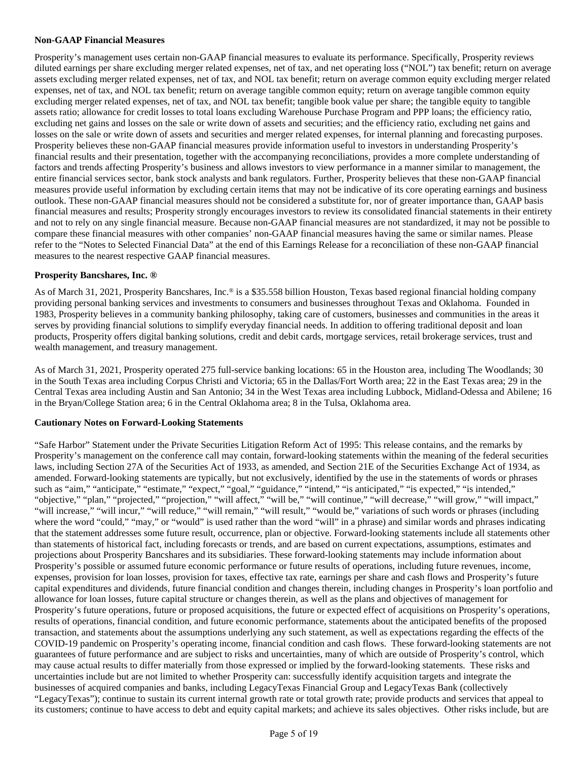**Non-GAAP Financial Measures**

Prosperity's management uses certain non-GAAP financial measures to evaluate its performance. Specifically, Prosperity reviews diluted earnings per share excluding merger related expenses, net of tax, and net operating loss ("NOL") tax benefit; return on average assets excluding merger related expenses, net of tax, and NOL tax benefit; return on average common equity excluding merger related expenses, net of tax, and NOL tax benefit; return on average tangible common equity; return on average tangible common equity excluding merger related expenses, net of tax, and NOL tax benefit; tangible book value per share; the tangible equity to tangible assets ratio; allowance for credit losses to total loans excluding Warehouse Purchase Program and PPP loans; the efficiency ratio, excluding net gains and losses on the sale or write down of assets and securities; and the efficiency ratio, excluding net gains and losses on the sale or write down of assets and securities and merger related expenses, for internal planning and forecasting purposes. Prosperity believes these non-GAAP financial measures provide information useful to investors in understanding Prosperity's financial results and their presentation, together with the accompanying reconciliations, provides a more complete understanding of factors and trends affecting Prosperity's business and allows investors to view performance in a manner similar to management, the entire financial services sector, bank stock analysts and bank regulators. Further, Prosperity believes that these non-GAAP financial measures provide useful information by excluding certain items that may not be indicative of its core operating earnings and business outlook. These non-GAAP financial measures should not be considered a substitute for, nor of greater importance than, GAAP basis financial measures and results; Prosperity strongly encourages investors to review its consolidated financial statements in their entirety and not to rely on any single financial measure. Because non-GAAP financial measures are not standardized, it may not be possible to compare these financial measures with other companies' non-GAAP financial measures having the same or similar names. Please refer to the "Notes to Selected Financial Data" at the end of this Earnings Release for a reconciliation of these non-GAAP financial measures to the nearest respective GAAP financial measures.

**Prosperity Bancshares, Inc. ®**

As of March 31, 2021, Prosperity Bancshares, Inc.® is a $35.558 billion Houston, Texas based regional financial holding company providing personal banking services and investments to consumers and businesses throughout Texas and Oklahoma. Founded in 1983, Prosperity believes in a community banking philosophy, taking care of customers, businesses and communities in the areas it serves by providing financial solutions to simplify everyday financial needs. In addition to offering traditional deposit and loan products, Prosperity offers digital banking solutions, credit and debit cards, mortgage services, retail brokerage services, trust and wealth management, and treasury management.

As of March 31, 2021, Prosperity operated 275 full-service banking locations: 65 in the Houston area, including The Woodlands; 30 in the South Texas area including Corpus Christi and Victoria; 65 in the Dallas/Fort Worth area; 22 in the East Texas area; 29 in the Central Texas area including Austin and San Antonio; 34 in the West Texas area including Lubbock, Midland-Odessa and Abilene; 16 in the Bryan/College Station area; 6 in the Central Oklahoma area; 8 in the Tulsa, Oklahoma area.

**Cautionary Notes on Forward-Looking Statements**

"Safe Harbor" Statement under the Private Securities Litigation Reform Act of 1995: This release contains, and the remarks by Prosperity's management on the conference call may contain, forward-looking statements within the meaning of the federal securities laws, including Section 27A of the Securities Act of 1933, as amended, and Section 21E of the Securities Exchange Act of 1934, as amended. Forward-looking statements are typically, but not exclusively, identified by the use in the statements of words or phrases such as "aim," "anticipate," "estimate," "expect," "goal," "guidance," "intend," "is anticipated," "is expected," "is intended," "objective," "plan," "projected," "projection," "will affect," "will be," "will continue," "will decrease," "will grow," "will impact," "will increase," "will incur," "will reduce," "will remain," "will result," "would be," variations of such words or phrases (including where the word "could," "may," or "would" is used rather than the word "will" in a phrase) and similar words and phrases indicating that the statement addresses some future result, occurrence, plan or objective. Forward-looking statements include all statements other than statements of historical fact, including forecasts or trends, and are based on current expectations, assumptions, estimates and projections about Prosperity Bancshares and its subsidiaries. These forward-looking statements may include information about Prosperity's possible or assumed future economic performance or future results of operations, including future revenues, income, expenses, provision for loan losses, provision for taxes, effective tax rate, earnings per share and cash flows and Prosperity's future capital expenditures and dividends, future financial condition and changes therein, including changes in Prosperity's loan portfolio and allowance for loan losses, future capital structure or changes therein, as well as the plans and objectives of management for Prosperity's future operations, future or proposed acquisitions, the future or expected effect of acquisitions on Prosperity's operations, results of operations, financial condition, and future economic performance, statements about the anticipated benefits of the proposed transaction, and statements about the assumptions underlying any such statement, as well as expectations regarding the effects of the COVID-19 pandemic on Prosperity's operating income, financial condition and cash flows. These forward-looking statements are not guarantees of future performance and are subject to risks and uncertainties, many of which are outside of Prosperity's control, which may cause actual results to differ materially from those expressed or implied by the forward-looking statements. These risks and uncertainties include but are not limited to whether Prosperity can: successfully identify acquisition targets and integrate the businesses of acquired companies and banks, including LegacyTexas Financial Group and LegacyTexas Bank (collectively "LegacyTexas"); continue to sustain its current internal growth rate or total growth rate; provide products and services that appeal to its customers; continue to have access to debt and equity capital markets; and achieve its sales objectives. Other risks include, but are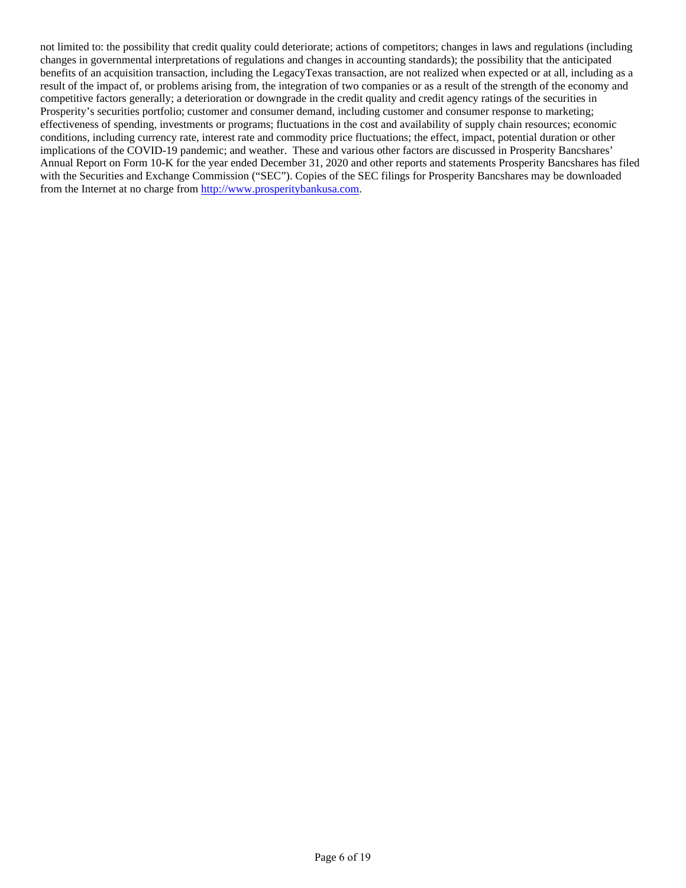not limited to: the possibility that credit quality could deteriorate; actions of competitors; changes in laws and regulations (including changes in governmental interpretations of regulations and changes in accounting standards); the possibility that the anticipated benefits of an acquisition transaction, including the LegacyTexas transaction, are not realized when expected or at all, including as a result of the impact of, or problems arising from, the integration of two companies or as a result of the strength of the economy and competitive factors generally; a deterioration or downgrade in the credit quality and credit agency ratings of the securities in Prosperity's securities portfolio; customer and consumer demand, including customer and consumer response to marketing; effectiveness of spending, investments or programs; fluctuations in the cost and availability of supply chain resources; economic conditions, including currency rate, interest rate and commodity price fluctuations; the effect, impact, potential duration or other implications of the COVID-19 pandemic; and weather. These and various other factors are discussed in Prosperity Bancshares' Annual Report on Form 10-K for the year ended December 31, 2020 and other reports and statements Prosperity Bancshares has filed with the Securities and Exchange Commission ("SEC"). Copies of the SEC filings for Prosperity Bancshares may be downloaded from the Internet at no charge from http://www.prosperitybankusa.com.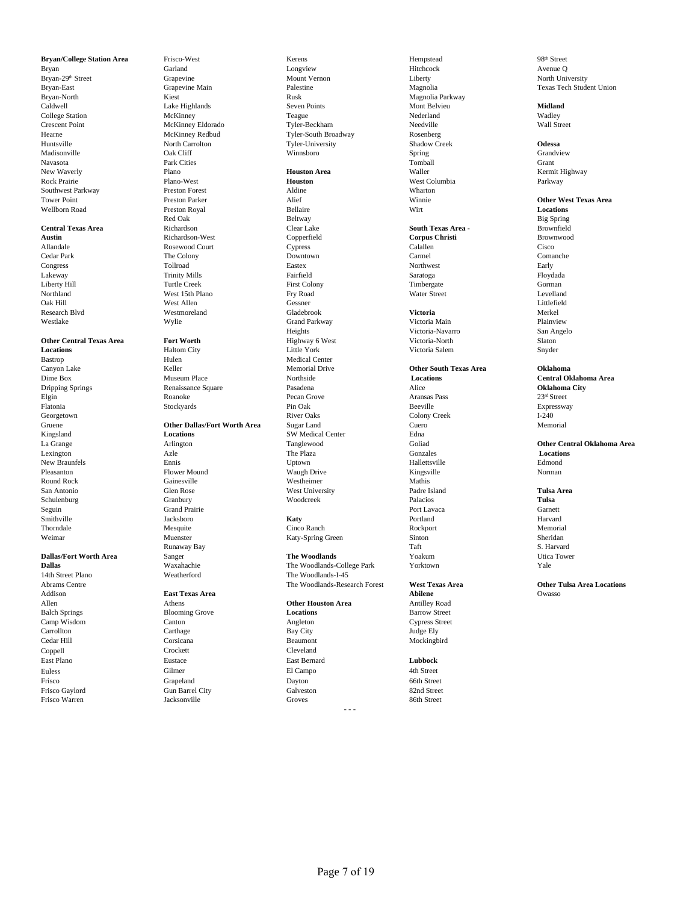**Bryan/College Station Area**
Bryan
Bryan-29th Street
Bryan-East
Bryan-North
Caldwell
College Station
Crescent Point
Hearne
Huntsville
Madisonville
Navasota
New Waverly
Rock Prairie
Southwest Parkway
Tower Point
Wellborn Road

**Central Texas Area**
**Austin**
Allandale
Cedar Park
Congress
Lakeway
Liberty Hill
Northland
Oak Hill
Research Blvd
Westlake

**Other Central Texas Area Locations**
Bastrop
Canyon Lake
Dime Box
Dripping Springs
Elgin
Flatonia
Georgetown
Gruene
Kingsland
La Grange
Lexington
New Braunfels
Pleasanton
Round Rock
San Antonio
Schulenburg
Seguin
Smithville
Thorndale
Weimar

**Dallas/Fort Worth Area**
**Dallas**
14th Street Plano
Abrams Centre
Addison
Allen
Balch Springs
Camp Wisdom
Carrollton
Cedar Hill
Coppell
East Plano
Euless
Frisco
Frisco Gaylord
Frisco Warren
Frisco-West
Garland
Grapevine
Grapevine Main
Kiest
Lake Highlands
McKinney
McKinney Eldorado
McKinney Redbud
North Carrolton
Oak Cliff
Park Cities
Plano
Plano-West
Preston Forest
Preston Parker
Preston Royal
Red Oak
Richardson
Richardson-West
Rosewood Court
The Colony
Tollroad
Trinity Mills
Turtle Creek
West 15th Plano
West Allen
Westmoreland
Wylie

**Fort Worth**
Haltom City
Hulen
Keller
Museum Place
Renaissance Square
Roanoke
Stockyards

**Other Dallas/Fort Worth Area Locations**
Arlington
Azle
Ennis
Flower Mound
Gainesville
Glen Rose
Granbury
Grand Prairie
Jacksboro
Mesquite
Muenster
Runaway Bay
Sanger
Waxahachie
Weatherford

**East Texas Area**
Athens
Blooming Grove
Canton
Carthage
Corsicana
Crockett
Eustace
Gilmer
Grapeland
Gun Barrel City
Jacksonville
Kerens
Longview
Mount Vernon
Palestine
Rusk
Seven Points
Teague
Tyler-Beckham
Tyler-South Broadway
Tyler-University
Winnsboro

**Houston Area**
**Houston**
Aldine
Alief
Bellaire
Beltway
Clear Lake
Copperfield
Cypress
Downtown
Eastex
Fairfield
First Colony
Fry Road
Gessner
Gladebrook
Grand Parkway
Heights
Highway 6 West
Little York
Medical Center
Memorial Drive
Northside
Pasadena
Pecan Grove
Pin Oak
River Oaks
Sugar Land
SW Medical Center
Tanglewood
The Plaza
Uptown
Waugh Drive
Westheimer
West University
Woodcreek

**Katy**
Cinco Ranch
Katy-Spring Green

**The Woodlands**
The Woodlands-College Park
The Woodlands-I-45
The Woodlands-Research Forest

**Other Houston Area Locations**
Angleton
Bay City
Beaumont
Cleveland
East Bernard
El Campo
Dayton
Galveston
Groves
Hempstead
Hitchcock
Liberty
Magnolia
Magnolia Parkway
Mont Belvieu
Nederland
Needville
Rosenberg
Shadow Creek
Spring
Tomball
Waller
West Columbia
Wharton
Winnie
Wirt

**South Texas Area - Corpus Christi**
Calallen
Carmel
Northwest
Saratoga
Timbergate
Water Street

**Victoria**
Victoria Main
Victoria-Navarro
Victoria-North
Victoria Salem

**Other South Texas Area Locations**
Alice
Aransas Pass
Beeville
Colony Creek
Cuero
Edna
Goliad
Gonzales
Hallettsville
Kingsville
Mathis
Padre Island
Palacios
Port Lavaca
Portland
Rockport
Sinton
Taft
Yoakum
Yorktown

**West Texas Area**
**Abilene**
Antilley Road
Barrow Street
Cypress Street
Judge Ely
Mockingbird

**Lubbock**
4th Street
66th Street
82nd Street
86th Street
98th Street
Avenue Q
North University
Texas Tech Student Union

**Midland**
Wadley
Wall Street

**Odessa**
Grandview
Grant
Kermit Highway
Parkway

**Other West Texas Area Locations**
Big Spring
Brownfield
Brownwood
Cisco
Comanche
Early
Floydada
Gorman
Levelland
Littlefield
Merkel
Plainview
San Angelo
Slaton
Snyder

**Oklahoma**
**Central Oklahoma Area**
**Oklahoma City**
23rd Street
Expressway
I-240
Memorial

**Other Central Oklahoma Area Locations**
Edmond
Norman

**Tulsa Area**
**Tulsa**
Garnett
Harvard
Memorial
Sheridan
S. Harvard
Utica Tower
Yale

**Other Tulsa Area Locations**
Owasso

- - -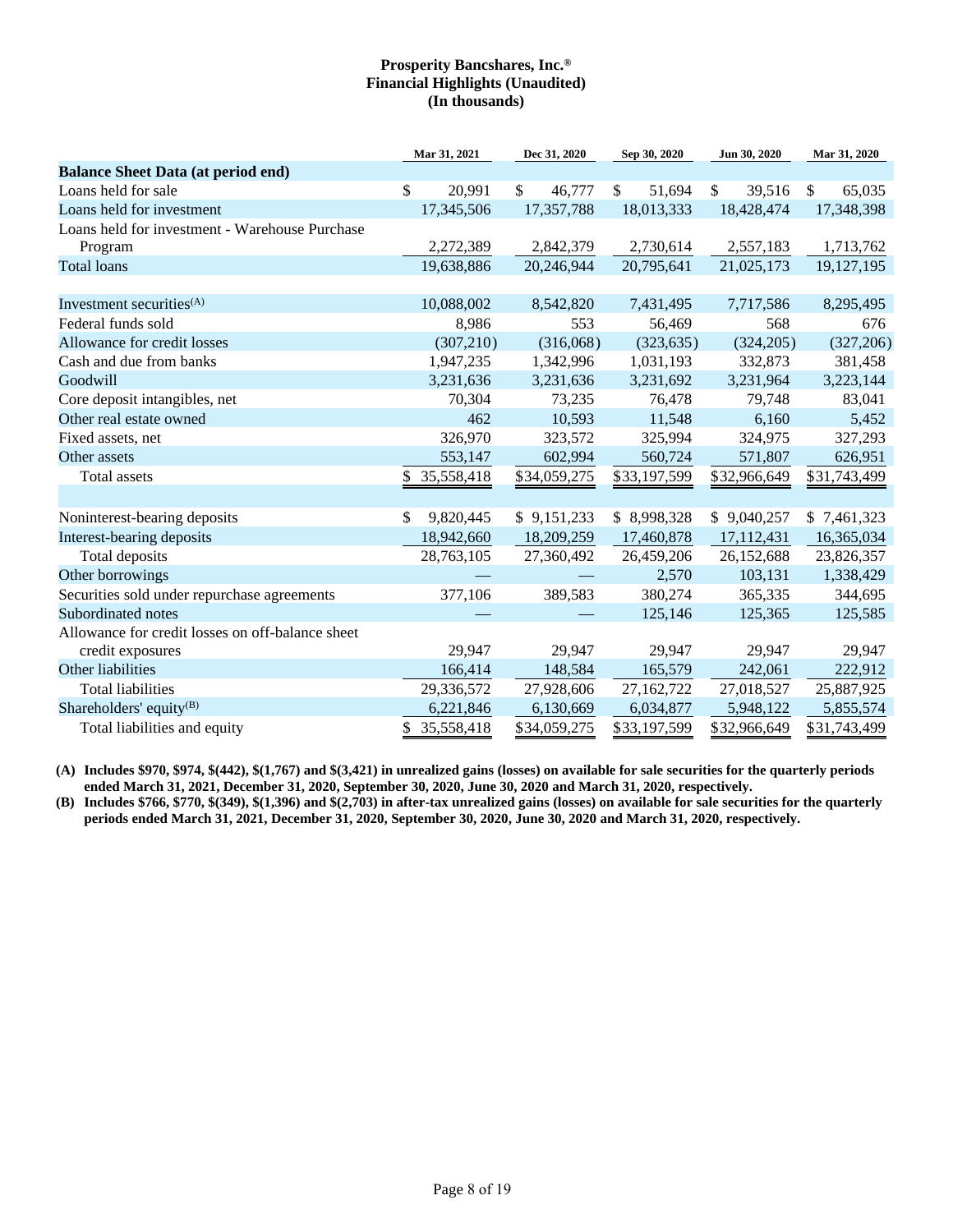**Prosperity Bancshares, Inc.®**
**Financial Highlights (Unaudited)**
**(In thousands)**

| | Mar 31, 2021 | Dec 31, 2020 | Sep 30, 2020 | Jun 30, 2020 | Mar 31, 2020 |
|---|---|---|---|---|---|
| **Balance Sheet Data (at period end)** | | | | | |
| Loans held for sale | $ 20,991 | $ 46,777 | $ 51,694 | $ 39,516 | $ 65,035 |
| Loans held for investment | 17,345,506 | 17,357,788 | 18,013,333 | 18,428,474 | 17,348,398 |
| Loans held for investment - Warehouse Purchase Program | 2,272,389 | 2,842,379 | 2,730,614 | 2,557,183 | 1,713,762 |
| Total loans | 19,638,886 | 20,246,944 | 20,795,641 | 21,025,173 | 19,127,195 |
| | | | | | |
| Investment securities(A) | 10,088,002 | 8,542,820 | 7,431,495 | 7,717,586 | 8,295,495 |
| Federal funds sold | 8,986 | 553 | 56,469 | 568 | 676 |
| Allowance for credit losses | (307,210) | (316,068) | (323,635) | (324,205) | (327,206) |
| Cash and due from banks | 1,947,235 | 1,342,996 | 1,031,193 | 332,873 | 381,458 |
| Goodwill | 3,231,636 | 3,231,636 | 3,231,692 | 3,231,964 | 3,223,144 |
| Core deposit intangibles, net | 70,304 | 73,235 | 76,478 | 79,748 | 83,041 |
| Other real estate owned | 462 | 10,593 | 11,548 | 6,160 | 5,452 |
| Fixed assets, net | 326,970 | 323,572 | 325,994 | 324,975 | 327,293 |
| Other assets | 553,147 | 602,994 | 560,724 | 571,807 | 626,951 |
| Total assets | $ 35,558,418 | $34,059,275 | $33,197,599 | $32,966,649 | $31,743,499 |
| | | | | | |
| Noninterest-bearing deposits | $ 9,820,445 | $ 9,151,233 | $ 8,998,328 | $ 9,040,257 | $ 7,461,323 |
| Interest-bearing deposits | 18,942,660 | 18,209,259 | 17,460,878 | 17,112,431 | 16,365,034 |
| Total deposits | 28,763,105 | 27,360,492 | 26,459,206 | 26,152,688 | 23,826,357 |
| Other borrowings | — | — | 2,570 | 103,131 | 1,338,429 |
| Securities sold under repurchase agreements | 377,106 | 389,583 | 380,274 | 365,335 | 344,695 |
| Subordinated notes | — | — | 125,146 | 125,365 | 125,585 |
| Allowance for credit losses on off-balance sheet credit exposures | 29,947 | 29,947 | 29,947 | 29,947 | 29,947 |
| Other liabilities | 166,414 | 148,584 | 165,579 | 242,061 | 222,912 |
| Total liabilities | 29,336,572 | 27,928,606 | 27,162,722 | 27,018,527 | 25,887,925 |
| Shareholders' equity(B) | 6,221,846 | 6,130,669 | 6,034,877 | 5,948,122 | 5,855,574 |
| Total liabilities and equity | $ 35,558,418 | $34,059,275 | $33,197,599 | $32,966,649 | $31,743,499 |

**(A) Includes $970, $974, $(442), $(1,767) and $(3,421) in unrealized gains (losses) on available for sale securities for the quarterly periods ended March 31, 2021, December 31, 2020, September 30, 2020, June 30, 2020 and March 31, 2020, respectively.**

**(B) Includes $766, $770, $(349), $(1,396) and $(2,703) in after-tax unrealized gains (losses) on available for sale securities for the quarterly periods ended March 31, 2021, December 31, 2020, September 30, 2020, June 30, 2020 and March 31, 2020, respectively.**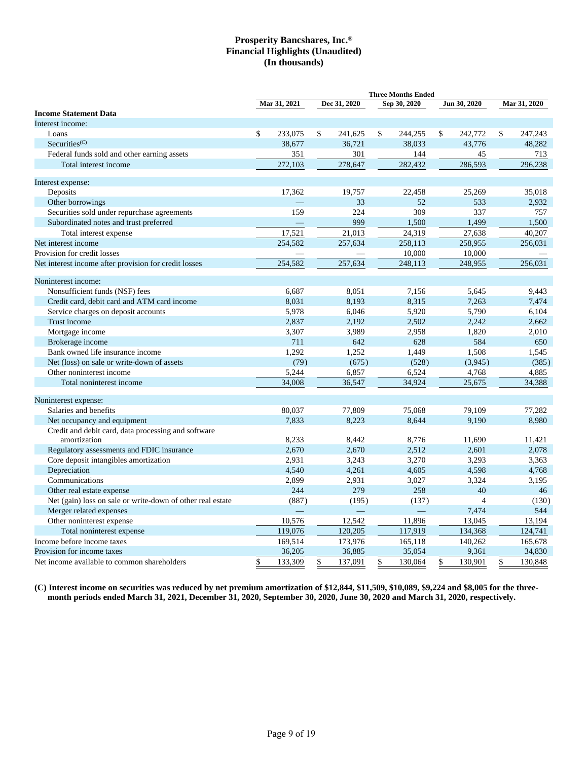# Prosperity Bancshares, Inc.®
## Financial Highlights (Unaudited)
## (In thousands)

| | Three Months Ended | | | | |
|---|---|---|---|---|---|
| | Mar 31, 2021 | Dec 31, 2020 | Sep 30, 2020 | Jun 30, 2020 | Mar 31, 2020 |
| **Income Statement Data** | | | | | |
| Interest income: | | | | | |
| Loans | $ 233,075 | $ 241,625 | $ 244,255 | $ 242,772 | $ 247,243 |
| Securities[(C)] | 38,677 | 36,721 | 38,033 | 43,776 | 48,282 |
| Federal funds sold and other earning assets | 351 | 301 | 144 | 45 | 713 |
| Total interest income | 272,103 | 278,647 | 282,432 | 286,593 | 296,238 |
| Interest expense: | | | | | |
| Deposits | 17,362 | 19,757 | 22,458 | 25,269 | 35,018 |
| Other borrowings | — | 33 | 52 | 533 | 2,932 |
| Securities sold under repurchase agreements | 159 | 224 | 309 | 337 | 757 |
| Subordinated notes and trust preferred | — | 999 | 1,500 | 1,499 | 1,500 |
| Total interest expense | 17,521 | 21,013 | 24,319 | 27,638 | 40,207 |
| Net interest income | 254,582 | 257,634 | 258,113 | 258,955 | 256,031 |
| Provision for credit losses | — | — | 10,000 | 10,000 | — |
| Net interest income after provision for credit losses | 254,582 | 257,634 | 248,113 | 248,955 | 256,031 |
| Noninterest income: | | | | | |
| Nonsufficient funds (NSF) fees | 6,687 | 8,051 | 7,156 | 5,645 | 9,443 |
| Credit card, debit card and ATM card income | 8,031 | 8,193 | 8,315 | 7,263 | 7,474 |
| Service charges on deposit accounts | 5,978 | 6,046 | 5,920 | 5,790 | 6,104 |
| Trust income | 2,837 | 2,192 | 2,502 | 2,242 | 2,662 |
| Mortgage income | 3,307 | 3,989 | 2,958 | 1,820 | 2,010 |
| Brokerage income | 711 | 642 | 628 | 584 | 650 |
| Bank owned life insurance income | 1,292 | 1,252 | 1,449 | 1,508 | 1,545 |
| Net (loss) on sale or write-down of assets | (79) | (675) | (528) | (3,945) | (385) |
| Other noninterest income | 5,244 | 6,857 | 6,524 | 4,768 | 4,885 |
| Total noninterest income | 34,008 | 36,547 | 34,924 | 25,675 | 34,388 |
| Noninterest expense: | | | | | |
| Salaries and benefits | 80,037 | 77,809 | 75,068 | 79,109 | 77,282 |
| Net occupancy and equipment | 7,833 | 8,223 | 8,644 | 9,190 | 8,980 |
| Credit and debit card, data processing and software amortization | 8,233 | 8,442 | 8,776 | 11,690 | 11,421 |
| Regulatory assessments and FDIC insurance | 2,670 | 2,670 | 2,512 | 2,601 | 2,078 |
| Core deposit intangibles amortization | 2,931 | 3,243 | 3,270 | 3,293 | 3,363 |
| Depreciation | 4,540 | 4,261 | 4,605 | 4,598 | 4,768 |
| Communications | 2,899 | 2,931 | 3,027 | 3,324 | 3,195 |
| Other real estate expense | 244 | 279 | 258 | 40 | 46 |
| Net (gain) loss on sale or write-down of other real estate | (887) | (195) | (137) | 4 | (130) |
| Merger related expenses | — | — | — | 7,474 | 544 |
| Other noninterest expense | 10,576 | 12,542 | 11,896 | 13,045 | 13,194 |
| Total noninterest expense | 119,076 | 120,205 | 117,919 | 134,368 | 124,741 |
| Income before income taxes | 169,514 | 173,976 | 165,118 | 140,262 | 165,678 |
| Provision for income taxes | 36,205 | 36,885 | 35,054 | 9,361 | 34,830 |
| Net income available to common shareholders | $ 133,309 | $ 137,091 | $ 130,064 | $ 130,901 | $ 130,848 |

**(C) Interest income on securities was reduced by net premium amortization of $12,844, $11,509, $10,089, $9,224 and $8,005 for the three-month periods ended March 31, 2021, December 31, 2020, September 30, 2020, June 30, 2020 and March 31, 2020, respectively.**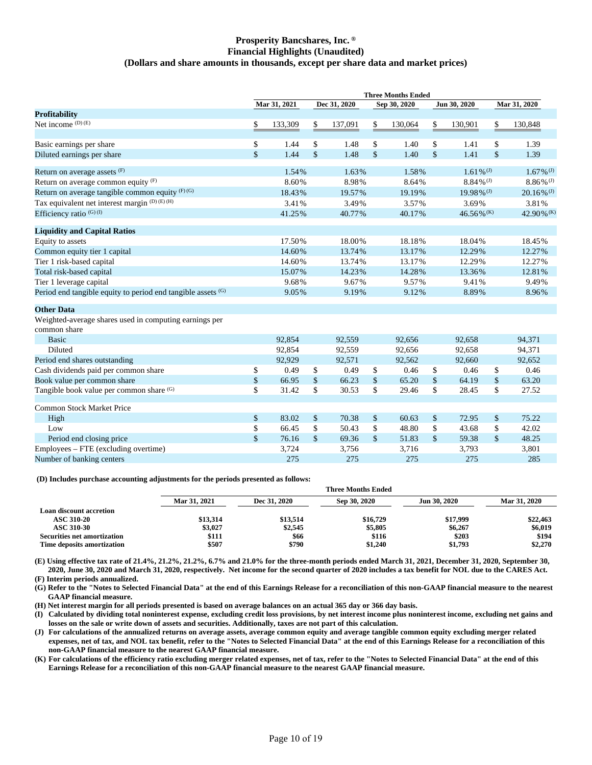# Prosperity Bancshares, Inc.®
## Financial Highlights (Unaudited)
### (Dollars and share amounts in thousands, except per share data and market prices)

| | Three Months Ended | | | | |
|---|---|---|---|---|---|
| | Mar 31, 2021 | Dec 31, 2020 | Sep 30, 2020 | Jun 30, 2020 | Mar 31, 2020 |
| **Profitability** | | | | | |
| Net income (D) (E) | $ 133,309 | $ 137,091 | $ 130,064 | $ 130,901 | $ 130,848 |
| | | | | | |
| Basic earnings per share | $ 1.44 | $ 1.48 | $ 1.40 | $ 1.41 | $ 1.39 |
| Diluted earnings per share | $ 1.44 | $ 1.48 | $ 1.40 | $ 1.41 | $ 1.39 |
| | | | | | |
| Return on average assets (F) | 1.54% | 1.63% | 1.58% | 1.61% (J) | 1.67% (J) |
| Return on average common equity (F) | 8.60% | 8.98% | 8.64% | 8.84% (J) | 8.86% (J) |
| Return on average tangible common equity (F) (G) | 18.43% | 19.57% | 19.19% | 19.98% (J) | 20.16% (J) |
| Tax equivalent net interest margin (D) (E) (H) | 3.41% | 3.49% | 3.57% | 3.69% | 3.81% |
| Efficiency ratio (G) (I) | 41.25% | 40.77% | 40.17% | 46.56% (K) | 42.90% (K) |
| | | | | | |
| **Liquidity and Capital Ratios** | | | | | |
| Equity to assets | 17.50% | 18.00% | 18.18% | 18.04% | 18.45% |
| Common equity tier 1 capital | 14.60% | 13.74% | 13.17% | 12.29% | 12.27% |
| Tier 1 risk-based capital | 14.60% | 13.74% | 13.17% | 12.29% | 12.27% |
| Total risk-based capital | 15.07% | 14.23% | 14.28% | 13.36% | 12.81% |
| Tier 1 leverage capital | 9.68% | 9.67% | 9.57% | 9.41% | 9.49% |
| Period end tangible equity to period end tangible assets (G) | 9.05% | 9.19% | 9.12% | 8.89% | 8.96% |
| | | | | | |
| **Other Data** | | | | | |
| Weighted-average shares used in computing earnings per common share | | | | | |
| Basic | 92,854 | 92,559 | 92,656 | 92,658 | 94,371 |
| Diluted | 92,854 | 92,559 | 92,656 | 92,658 | 94,371 |
| Period end shares outstanding | 92,929 | 92,571 | 92,562 | 92,660 | 92,652 |
| Cash dividends paid per common share | $ 0.49 | $ 0.49 | $ 0.46 | $ 0.46 | $ 0.46 |
| Book value per common share | $ 66.95 | $ 66.23 | $ 65.20 | $ 64.19 | $ 63.20 |
| Tangible book value per common share (G) | $ 31.42 | $ 30.53 | $ 29.46 | $ 28.45 | $ 27.52 |
| | | | | | |
| Common Stock Market Price | | | | | |
| High | $ 83.02 | $ 70.38 | $ 60.63 | $ 72.95 | $ 75.22 |
| Low | $ 66.45 | $ 50.43 | $ 48.80 | $ 43.68 | $ 42.02 |
| Period end closing price | $ 76.16 | $ 69.36 | $ 51.83 | $ 59.38 | $ 48.25 |
| Employees – FTE (excluding overtime) | 3,724 | 3,756 | 3,716 | 3,793 | 3,801 |
| Number of banking centers | 275 | 275 | 275 | 275 | 285 |

**(D) Includes purchase accounting adjustments for the periods presented as follows:**

| | Three Months Ended | | | | |
|---|---|---|---|---|---|
| | Mar 31, 2021 | Dec 31, 2020 | Sep 30, 2020 | Jun 30, 2020 | Mar 31, 2020 |
| **Loan discount accretion** | | | | | |
| **ASC 310-20** | $13,314 | $13,514 | $16,729 | $17,999 | $22,463 |
| **ASC 310-30** | $3,027 | $2,545 | $5,805 | $6,267 | $6,019 |
| **Securities net amortization** | $111 | $66 | $116 | $203 | $194 |
| **Time deposits amortization** | $507 | $790 | $1,240 | $1,793 | $2,270 |

**(E) Using effective tax rate of 21.4%, 21.2%, 21.2%, 6.7% and 21.0% for the three-month periods ended March 31, 2021, December 31, 2020, September 30, 2020, June 30, 2020 and March 31, 2020, respectively. Net income for the second quarter of 2020 includes a tax benefit for NOL due to the CARES Act.**

**(F) Interim periods annualized.**

**(G) Refer to the "Notes to Selected Financial Data" at the end of this Earnings Release for a reconciliation of this non-GAAP financial measure to the nearest GAAP financial measure.**

**(H) Net interest margin for all periods presented is based on average balances on an actual 365 day or 366 day basis.**

**(I) Calculated by dividing total noninterest expense, excluding credit loss provisions, by net interest income plus noninterest income, excluding net gains and losses on the sale or write down of assets and securities. Additionally, taxes are not part of this calculation.**

**(J) For calculations of the annualized returns on average assets, average common equity and average tangible common equity excluding merger related expenses, net of tax, and NOL tax benefit, refer to the "Notes to Selected Financial Data" at the end of this Earnings Release for a reconciliation of this non-GAAP financial measure to the nearest GAAP financial measure.**

**(K) For calculations of the efficiency ratio excluding merger related expenses, net of tax, refer to the "Notes to Selected Financial Data" at the end of this Earnings Release for a reconciliation of this non-GAAP financial measure to the nearest GAAP financial measure.**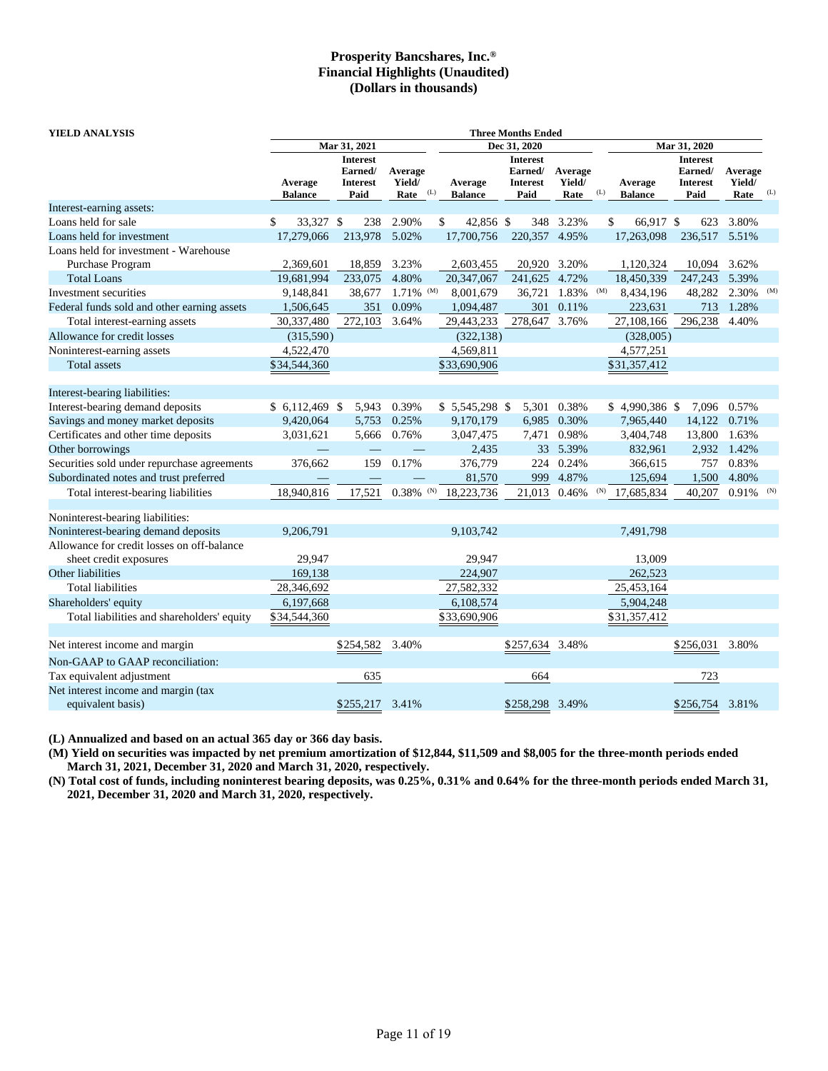# Prosperity Bancshares, Inc.®
## Financial Highlights (Unaudited)
### (Dollars in thousands)

**YIELD ANALYSIS**

| | Three Months Ended | | | | | | | | |
|---|---|---|---|---|---|---|---|---|---|
| | Mar 31, 2021 | | | Dec 31, 2020 | | | Mar 31, 2020 | | |
| | Average Balance | Interest Earned/ Interest Paid | Average Yield/ Rate (L) | Average Balance | Interest Earned/ Interest Paid | Average Yield/ Rate (L) | Average Balance | Interest Earned/ Interest Paid | Average Yield/ Rate (L) |
| Interest-earning assets: | | | | | | | | | |
| Loans held for sale | $ 33,327 | $ 238 | 2.90% | $ 42,856 | $ 348 | 3.23% | $ 66,917 | $ 623 | 3.80% |
| Loans held for investment | 17,279,066 | 213,978 | 5.02% | 17,700,756 | 220,357 | 4.95% | 17,263,098 | 236,517 | 5.51% |
| Loans held for investment - Warehouse Purchase Program | 2,369,601 | 18,859 | 3.23% | 2,603,455 | 20,920 | 3.20% | 1,120,324 | 10,094 | 3.62% |
| Total Loans | 19,681,994 | 233,075 | 4.80% | 20,347,067 | 241,625 | 4.72% | 18,450,339 | 247,243 | 5.39% |
| Investment securities | 9,148,841 | 38,677 | 1.71% (M) | 8,001,679 | 36,721 | 1.83% (M) | 8,434,196 | 48,282 | 2.30% (M) |
| Federal funds sold and other earning assets | 1,506,645 | 351 | 0.09% | 1,094,487 | 301 | 0.11% | 223,631 | 713 | 1.28% |
| Total interest-earning assets | 30,337,480 | 272,103 | 3.64% | 29,443,233 | 278,647 | 3.76% | 27,108,166 | 296,238 | 4.40% |
| Allowance for credit losses | (315,590) | | | (322,138) | | | (328,005) | | |
| Noninterest-earning assets | 4,522,470 | | | 4,569,811 | | | 4,577,251 | | |
| Total assets | $34,544,360 | | | $33,690,906 | | | $31,357,412 | | |
| Interest-bearing liabilities: | | | | | | | | | |
| Interest-bearing demand deposits | $ 6,112,469 | $ 5,943 | 0.39% | $ 5,545,298 | $ 5,301 | 0.38% | $ 4,990,386 | $ 7,096 | 0.57% |
| Savings and money market deposits | 9,420,064 | 5,753 | 0.25% | 9,170,179 | 6,985 | 0.30% | 7,965,440 | 14,122 | 0.71% |
| Certificates and other time deposits | 3,031,621 | 5,666 | 0.76% | 3,047,475 | 7,471 | 0.98% | 3,404,748 | 13,800 | 1.63% |
| Other borrowings | — | — | — | 2,435 | 33 | 5.39% | 832,961 | 2,932 | 1.42% |
| Securities sold under repurchase agreements | 376,662 | 159 | 0.17% | 376,779 | 224 | 0.24% | 366,615 | 757 | 0.83% |
| Subordinated notes and trust preferred | — | — | — | 81,570 | 999 | 4.87% | 125,694 | 1,500 | 4.80% |
| Total interest-bearing liabilities | 18,940,816 | 17,521 | 0.38% (N) | 18,223,736 | 21,013 | 0.46% (N) | 17,685,834 | 40,207 | 0.91% (N) |
| Noninterest-bearing liabilities: | | | | | | | | | |
| Noninterest-bearing demand deposits | 9,206,791 | | | 9,103,742 | | | 7,491,798 | | |
| Allowance for credit losses on off-balance sheet credit exposures | 29,947 | | | 29,947 | | | 13,009 | | |
| Other liabilities | 169,138 | | | 224,907 | | | 262,523 | | |
| Total liabilities | 28,346,692 | | | 27,582,332 | | | 25,453,164 | | |
| Shareholders' equity | 6,197,668 | | | 6,108,574 | | | 5,904,248 | | |
| Total liabilities and shareholders' equity | $34,544,360 | | | $33,690,906 | | | $31,357,412 | | |
| Net interest income and margin | | $254,582 | 3.40% | | $257,634 | 3.48% | | $256,031 | 3.80% |
| Non-GAAP to GAAP reconciliation: | | | | | | | | | |
| Tax equivalent adjustment | | 635 | | | 664 | | | 723 | |
| Net interest income and margin (tax equivalent basis) | | $255,217 | 3.41% | | $258,298 | 3.49% | | $256,754 | 3.81% |

**(L) Annualized and based on an actual 365 day or 366 day basis.**

**(M) Yield on securities was impacted by net premium amortization of $12,844, $11,509 and $8,005 for the three-month periods ended March 31, 2021, December 31, 2020 and March 31, 2020, respectively.**

**(N) Total cost of funds, including noninterest bearing deposits, was 0.25%, 0.31% and 0.64% for the three-month periods ended March 31, 2021, December 31, 2020 and March 31, 2020, respectively.**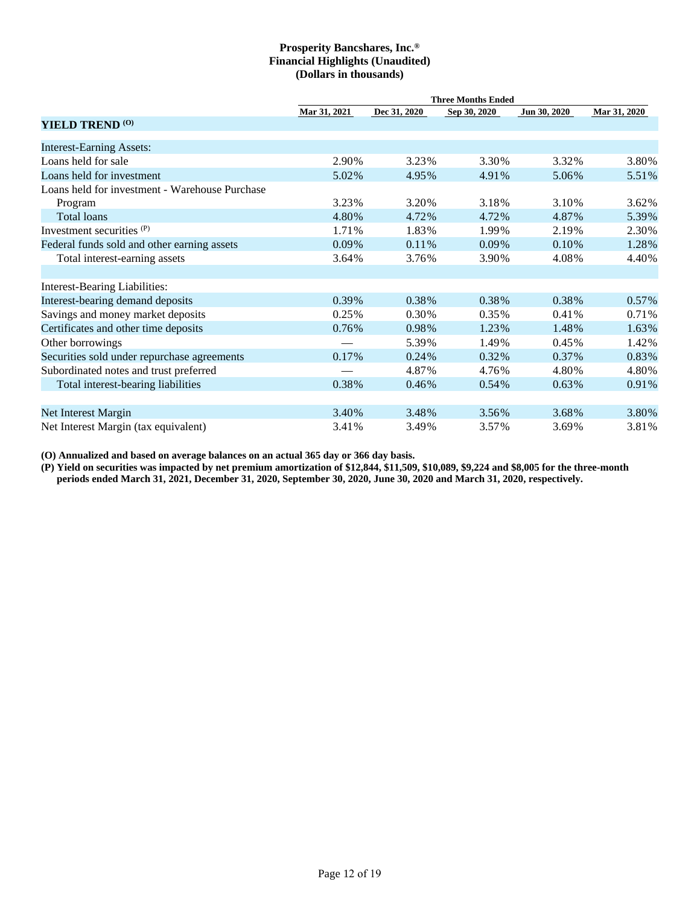**Prosperity Bancshares, Inc.®**
**Financial Highlights (Unaudited)**
**(Dollars in thousands)**

| | Three Months Ended | | | | |
|---|---|---|---|---|---|
| | Mar 31, 2021 | Dec 31, 2020 | Sep 30, 2020 | Jun 30, 2020 | Mar 31, 2020 |
| **YIELD TREND (O)** | | | | | |
| Interest-Earning Assets: | | | | | |
| Loans held for sale | 2.90% | 3.23% | 3.30% | 3.32% | 3.80% |
| Loans held for investment | 5.02% | 4.95% | 4.91% | 5.06% | 5.51% |
| Loans held for investment - Warehouse Purchase Program | 3.23% | 3.20% | 3.18% | 3.10% | 3.62% |
| Total loans | 4.80% | 4.72% | 4.72% | 4.87% | 5.39% |
| Investment securities (P) | 1.71% | 1.83% | 1.99% | 2.19% | 2.30% |
| Federal funds sold and other earning assets | 0.09% | 0.11% | 0.09% | 0.10% | 1.28% |
| Total interest-earning assets | 3.64% | 3.76% | 3.90% | 4.08% | 4.40% |
| | | | | | |
| Interest-Bearing Liabilities: | | | | | |
| Interest-bearing demand deposits | 0.39% | 0.38% | 0.38% | 0.38% | 0.57% |
| Savings and money market deposits | 0.25% | 0.30% | 0.35% | 0.41% | 0.71% |
| Certificates and other time deposits | 0.76% | 0.98% | 1.23% | 1.48% | 1.63% |
| Other borrowings | — | 5.39% | 1.49% | 0.45% | 1.42% |
| Securities sold under repurchase agreements | 0.17% | 0.24% | 0.32% | 0.37% | 0.83% |
| Subordinated notes and trust preferred | — | 4.87% | 4.76% | 4.80% | 4.80% |
| Total interest-bearing liabilities | 0.38% | 0.46% | 0.54% | 0.63% | 0.91% |
| | | | | | |
| Net Interest Margin | 3.40% | 3.48% | 3.56% | 3.68% | 3.80% |
| Net Interest Margin (tax equivalent) | 3.41% | 3.49% | 3.57% | 3.69% | 3.81% |

**(O) Annualized and based on average balances on an actual 365 day or 366 day basis.**

**(P) Yield on securities was impacted by net premium amortization of $12,844, $11,509, $10,089, $9,224 and $8,005 for the three-month periods ended March 31, 2021, December 31, 2020, September 30, 2020, June 30, 2020 and March 31, 2020, respectively.**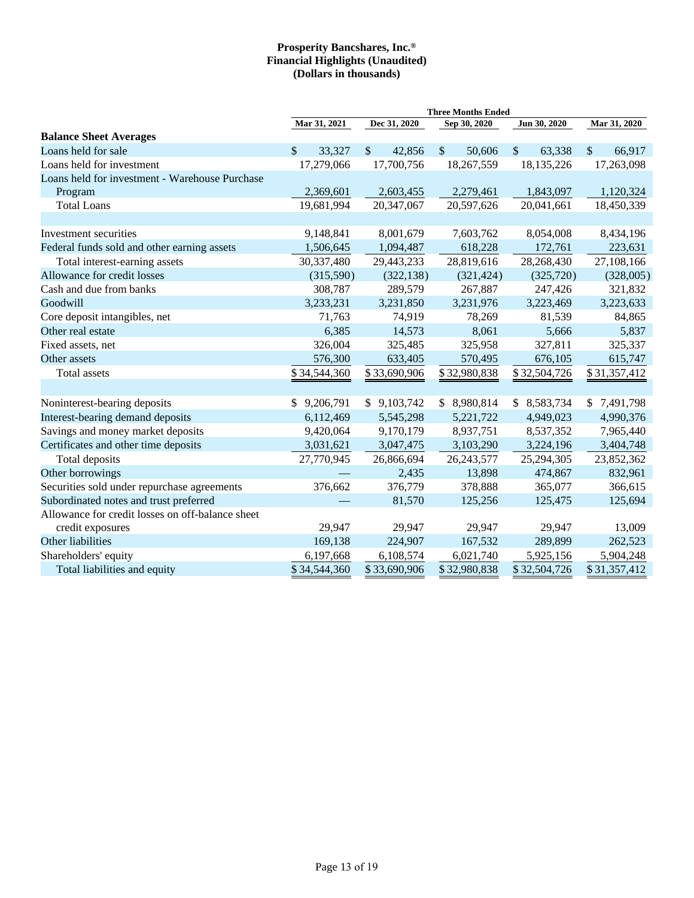**Prosperity Bancshares, Inc.®**
**Financial Highlights (Unaudited)**
**(Dollars in thousands)**

| | Three Months Ended | | | | |
|---|---|---|---|---|---|
| | Mar 31, 2021 | Dec 31, 2020 | Sep 30, 2020 | Jun 30, 2020 | Mar 31, 2020 |
| **Balance Sheet Averages** | | | | | |
| Loans held for sale | $ 33,327 | $ 42,856 | $ 50,606 | $ 63,338 | $ 66,917 |
| Loans held for investment | 17,279,066 | 17,700,756 | 18,267,559 | 18,135,226 | 17,263,098 |
| Loans held for investment - Warehouse Purchase Program | 2,369,601 | 2,603,455 | 2,279,461 | 1,843,097 | 1,120,324 |
| Total Loans | 19,681,994 | 20,347,067 | 20,597,626 | 20,041,661 | 18,450,339 |
| | | | | | |
| Investment securities | 9,148,841 | 8,001,679 | 7,603,762 | 8,054,008 | 8,434,196 |
| Federal funds sold and other earning assets | 1,506,645 | 1,094,487 | 618,228 | 172,761 | 223,631 |
| Total interest-earning assets | 30,337,480 | 29,443,233 | 28,819,616 | 28,268,430 | 27,108,166 |
| Allowance for credit losses | (315,590) | (322,138) | (321,424) | (325,720) | (328,005) |
| Cash and due from banks | 308,787 | 289,579 | 267,887 | 247,426 | 321,832 |
| Goodwill | 3,233,231 | 3,231,850 | 3,231,976 | 3,223,469 | 3,223,633 |
| Core deposit intangibles, net | 71,763 | 74,919 | 78,269 | 81,539 | 84,865 |
| Other real estate | 6,385 | 14,573 | 8,061 | 5,666 | 5,837 |
| Fixed assets, net | 326,004 | 325,485 | 325,958 | 327,811 | 325,337 |
| Other assets | 576,300 | 633,405 | 570,495 | 676,105 | 615,747 |
| Total assets | $ 34,544,360 | $ 33,690,906 | $ 32,980,838 | $ 32,504,726 | $ 31,357,412 |
| | | | | | |
| Noninterest-bearing deposits | $ 9,206,791 | $ 9,103,742 | $ 8,980,814 | $ 8,583,734 | $ 7,491,798 |
| Interest-bearing demand deposits | 6,112,469 | 5,545,298 | 5,221,722 | 4,949,023 | 4,990,376 |
| Savings and money market deposits | 9,420,064 | 9,170,179 | 8,937,751 | 8,537,352 | 7,965,440 |
| Certificates and other time deposits | 3,031,621 | 3,047,475 | 3,103,290 | 3,224,196 | 3,404,748 |
| Total deposits | 27,770,945 | 26,866,694 | 26,243,577 | 25,294,305 | 23,852,362 |
| Other borrowings | — | 2,435 | 13,898 | 474,867 | 832,961 |
| Securities sold under repurchase agreements | 376,662 | 376,779 | 378,888 | 365,077 | 366,615 |
| Subordinated notes and trust preferred | — | 81,570 | 125,256 | 125,475 | 125,694 |
| Allowance for credit losses on off-balance sheet credit exposures | 29,947 | 29,947 | 29,947 | 29,947 | 13,009 |
| Other liabilities | 169,138 | 224,907 | 167,532 | 289,899 | 262,523 |
| Shareholders' equity | 6,197,668 | 6,108,574 | 6,021,740 | 5,925,156 | 5,904,248 |
| Total liabilities and equity | $ 34,544,360 | $ 33,690,906 | $ 32,980,838 | $ 32,504,726 | $ 31,357,412 |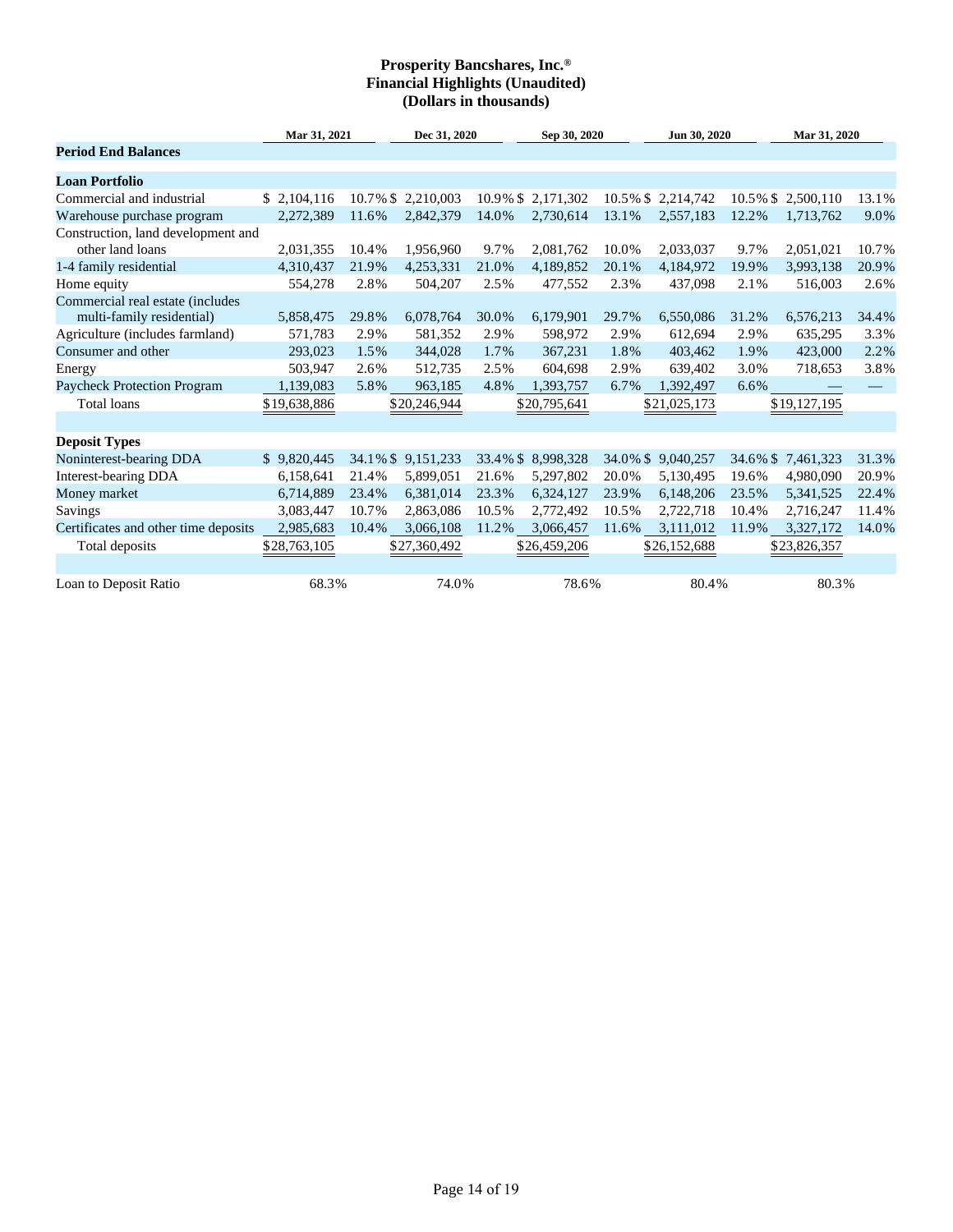**Prosperity Bancshares, Inc.®**
**Financial Highlights (Unaudited)**
**(Dollars in thousands)**

| | Mar 31, 2021 | | Dec 31, 2020 | | Sep 30, 2020 | | Jun 30, 2020 | | Mar 31, 2020 | |
|---|---|---|---|---|---|---|---|---|---|---|
| **Period End Balances** | | | | | | | | | | |
| **Loan Portfolio** | | | | | | | | | | |
| Commercial and industrial | $ 2,104,116 | 10.7 % | $ 2,210,003 | 10.9 % | $ 2,171,302 | 10.5 % | $ 2,214,742 | 10.5 % | $ 2,500,110 | 13.1 % |
| Warehouse purchase program | 2,272,389 | 11.6 % | 2,842,379 | 14.0 % | 2,730,614 | 13.1 % | 2,557,183 | 12.2 % | 1,713,762 | 9.0 % |
| Construction, land development and other land loans | 2,031,355 | 10.4 % | 1,956,960 | 9.7 % | 2,081,762 | 10.0 % | 2,033,037 | 9.7 % | 2,051,021 | 10.7 % |
| 1-4 family residential | 4,310,437 | 21.9 % | 4,253,331 | 21.0 % | 4,189,852 | 20.1 % | 4,184,972 | 19.9 % | 3,993,138 | 20.9 % |
| Home equity | 554,278 | 2.8 % | 504,207 | 2.5 % | 477,552 | 2.3 % | 437,098 | 2.1 % | 516,003 | 2.6 % |
| Commercial real estate (includes multi-family residential) | 5,858,475 | 29.8 % | 6,078,764 | 30.0 % | 6,179,901 | 29.7 % | 6,550,086 | 31.2 % | 6,576,213 | 34.4 % |
| Agriculture (includes farmland) | 571,783 | 2.9 % | 581,352 | 2.9 % | 598,972 | 2.9 % | 612,694 | 2.9 % | 635,295 | 3.3 % |
| Consumer and other | 293,023 | 1.5 % | 344,028 | 1.7 % | 367,231 | 1.8 % | 403,462 | 1.9 % | 423,000 | 2.2 % |
| Energy | 503,947 | 2.6 % | 512,735 | 2.5 % | 604,698 | 2.9 % | 639,402 | 3.0 % | 718,653 | 3.8 % |
| Paycheck Protection Program | 1,139,083 | 5.8 % | 963,185 | 4.8 % | 1,393,757 | 6.7 % | 1,392,497 | 6.6 % | — | — |
| Total loans | $19,638,886 | | $20,246,944 | | $20,795,641 | | $21,025,173 | | $19,127,195 | |
| | | | | | | | | | | |
| **Deposit Types** | | | | | | | | | | |
| Noninterest-bearing DDA | $ 9,820,445 | 34.1 % | $ 9,151,233 | 33.4 % | $ 8,998,328 | 34.0 % | $ 9,040,257 | 34.6 % | $ 7,461,323 | 31.3 % |
| Interest-bearing DDA | 6,158,641 | 21.4 % | 5,899,051 | 21.6 % | 5,297,802 | 20.0 % | 5,130,495 | 19.6 % | 4,980,090 | 20.9 % |
| Money market | 6,714,889 | 23.4 % | 6,381,014 | 23.3 % | 6,324,127 | 23.9 % | 6,148,206 | 23.5 % | 5,341,525 | 22.4 % |
| Savings | 3,083,447 | 10.7 % | 2,863,086 | 10.5 % | 2,772,492 | 10.5 % | 2,722,718 | 10.4 % | 2,716,247 | 11.4 % |
| Certificates and other time deposits | 2,985,683 | 10.4 % | 3,066,108 | 11.2 % | 3,066,457 | 11.6 % | 3,111,012 | 11.9 % | 3,327,172 | 14.0 % |
| Total deposits | $28,763,105 | | $27,360,492 | | $26,459,206 | | $26,152,688 | | $23,826,357 | |
| | | | | | | | | | | |
| Loan to Deposit Ratio | 68.3 % | | 74.0 % | | 78.6 % | | 80.4 % | | 80.3 % | |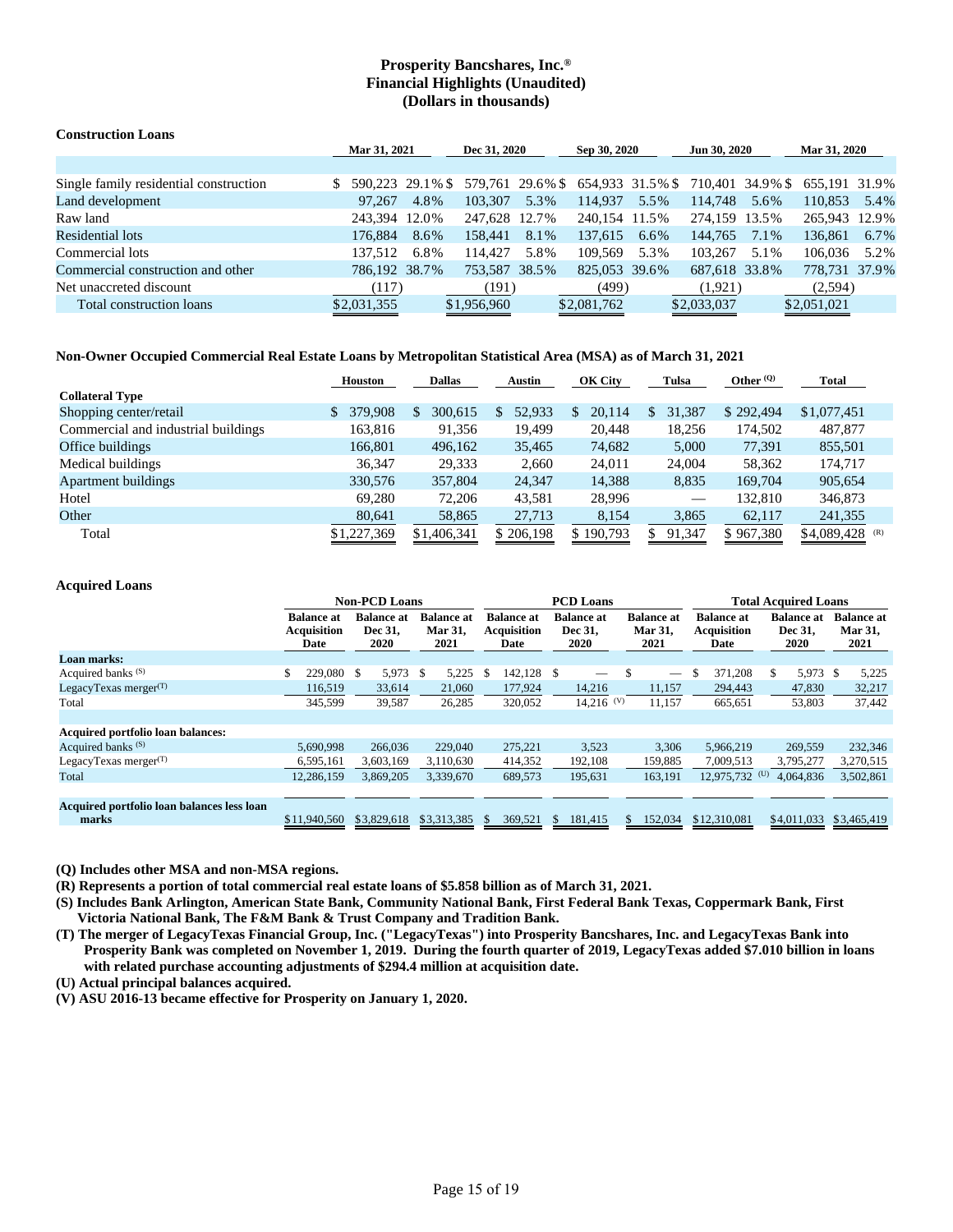# Prosperity Bancshares, Inc.®
## Financial Highlights (Unaudited)
## (Dollars in thousands)

### Construction Loans

| | Mar 31, 2021 | | Dec 31, 2020 | | Sep 30, 2020 | | Jun 30, 2020 | | Mar 31, 2020 | |
|---|---|---|---|---|---|---|---|---|---|---|
| Single family residential construction | $ 590,223 | 29.1 % | $ 579,761 | 29.6 % | $ 654,933 | 31.5 % | $ 710,401 | 34.9 % | $ 655,191 | 31.9% |
| Land development | 97,267 | 4.8% | 103,307 | 5.3% | 114,937 | 5.5% | 114,748 | 5.6% | 110,853 | 5.4% |
| Raw land | 243,394 | 12.0% | 247,628 | 12.7% | 240,154 | 11.5% | 274,159 | 13.5% | 265,943 | 12.9% |
| Residential lots | 176,884 | 8.6% | 158,441 | 8.1% | 137,615 | 6.6% | 144,765 | 7.1% | 136,861 | 6.7% |
| Commercial lots | 137,512 | 6.8% | 114,427 | 5.8% | 109,569 | 5.3% | 103,267 | 5.1% | 106,036 | 5.2% |
| Commercial construction and other | 786,192 | 38.7% | 753,587 | 38.5% | 825,053 | 39.6% | 687,618 | 33.8% | 778,731 | 37.9% |
| Net unaccreted discount | (117) | | (191) | | (499) | | (1,921) | | (2,594) | |
| Total construction loans | $2,031,355 | | $1,956,960 | | $2,081,762 | | $2,033,037 | | $2,051,021 | |

### Non-Owner Occupied Commercial Real Estate Loans by Metropolitan Statistical Area (MSA) as of March 31, 2021

| | Houston | Dallas | Austin | OK City | Tulsa | Other (Q) | Total |
|---|---|---|---|---|---|---|---|
| **Collateral Type** | | | | | | | |
| Shopping center/retail | $ 379,908 | $ 300,615 | $ 52,933 | $ 20,114 | $ 31,387 | $ 292,494 | $1,077,451 |
| Commercial and industrial buildings | 163,816 | 91,356 | 19,499 | 20,448 | 18,256 | 174,502 | 487,877 |
| Office buildings | 166,801 | 496,162 | 35,465 | 74,682 | 5,000 | 77,391 | 855,501 |
| Medical buildings | 36,347 | 29,333 | 2,660 | 24,011 | 24,004 | 58,362 | 174,717 |
| Apartment buildings | 330,576 | 357,804 | 24,347 | 14,388 | 8,835 | 169,704 | 905,654 |
| Hotel | 69,280 | 72,206 | 43,581 | 28,996 | — | 132,810 | 346,873 |
| Other | 80,641 | 58,865 | 27,713 | 8,154 | 3,865 | 62,117 | 241,355 |
| Total | $1,227,369 | $1,406,341 | $ 206,198 | $ 190,793 | $ 91,347 | $ 967,380 | $4,089,428 (R) |

### Acquired Loans

| | Non-PCD Loans | | | PCD Loans | | | Total Acquired Loans | | |
|---|---|---|---|---|---|---|---|---|---|
| | Balance at Acquisition Date | Balance at Dec 31, 2020 | Balance at Mar 31, 2021 | Balance at Acquisition Date | Balance at Dec 31, 2020 | Balance at Mar 31, 2021 | Balance at Acquisition Date | Balance at Dec 31, 2020 | Balance at Mar 31, 2021 |
| **Loan marks:** | | | | | | | | | |
| Acquired banks (S) | $ 229,080 | $ 5,973 | $ 5,225 | $ 142,128 | $ — | $ — | $ 371,208 | $ 5,973 | $ 5,225 |
| LegacyTexas merger(T) | 116,519 | 33,614 | 21,060 | 177,924 | 14,216 | 11,157 | 294,443 | 47,830 | 32,217 |
| Total | 345,599 | 39,587 | 26,285 | 320,052 | 14,216 (V) | 11,157 | 665,651 | 53,803 | 37,442 |
| **Acquired portfolio loan balances:** | | | | | | | | | |
| Acquired banks (S) | 5,690,998 | 266,036 | 229,040 | 275,221 | 3,523 | 3,306 | 5,966,219 | 269,559 | 232,346 |
| LegacyTexas merger(T) | 6,595,161 | 3,603,169 | 3,110,630 | 414,352 | 192,108 | 159,885 | 7,009,513 | 3,795,277 | 3,270,515 |
| Total | 12,286,159 | 3,869,205 | 3,339,670 | 689,573 | 195,631 | 163,191 | 12,975,732 (U) | 4,064,836 | 3,502,861 |
| **Acquired portfolio loan balances less loan marks** | $11,940,560 | $3,829,618 | $3,313,385 | $ 369,521 | $ 181,415 | $ 152,034 | $12,310,081 | $4,011,033 | $3,465,419 |

**(Q) Includes other MSA and non-MSA regions.**

**(R) Represents a portion of total commercial real estate loans of $5.858 billion as of March 31, 2021.**

**(S) Includes Bank Arlington, American State Bank, Community National Bank, First Federal Bank Texas, Coppermark Bank, First Victoria National Bank, The F&M Bank & Trust Company and Tradition Bank.**

**(T) The merger of LegacyTexas Financial Group, Inc. ("LegacyTexas") into Prosperity Bancshares, Inc. and LegacyTexas Bank into Prosperity Bank was completed on November 1, 2019. During the fourth quarter of 2019, LegacyTexas added $7.010 billion in loans with related purchase accounting adjustments of $294.4 million at acquisition date.**

**(U) Actual principal balances acquired.**

**(V) ASU 2016-13 became effective for Prosperity on January 1, 2020.**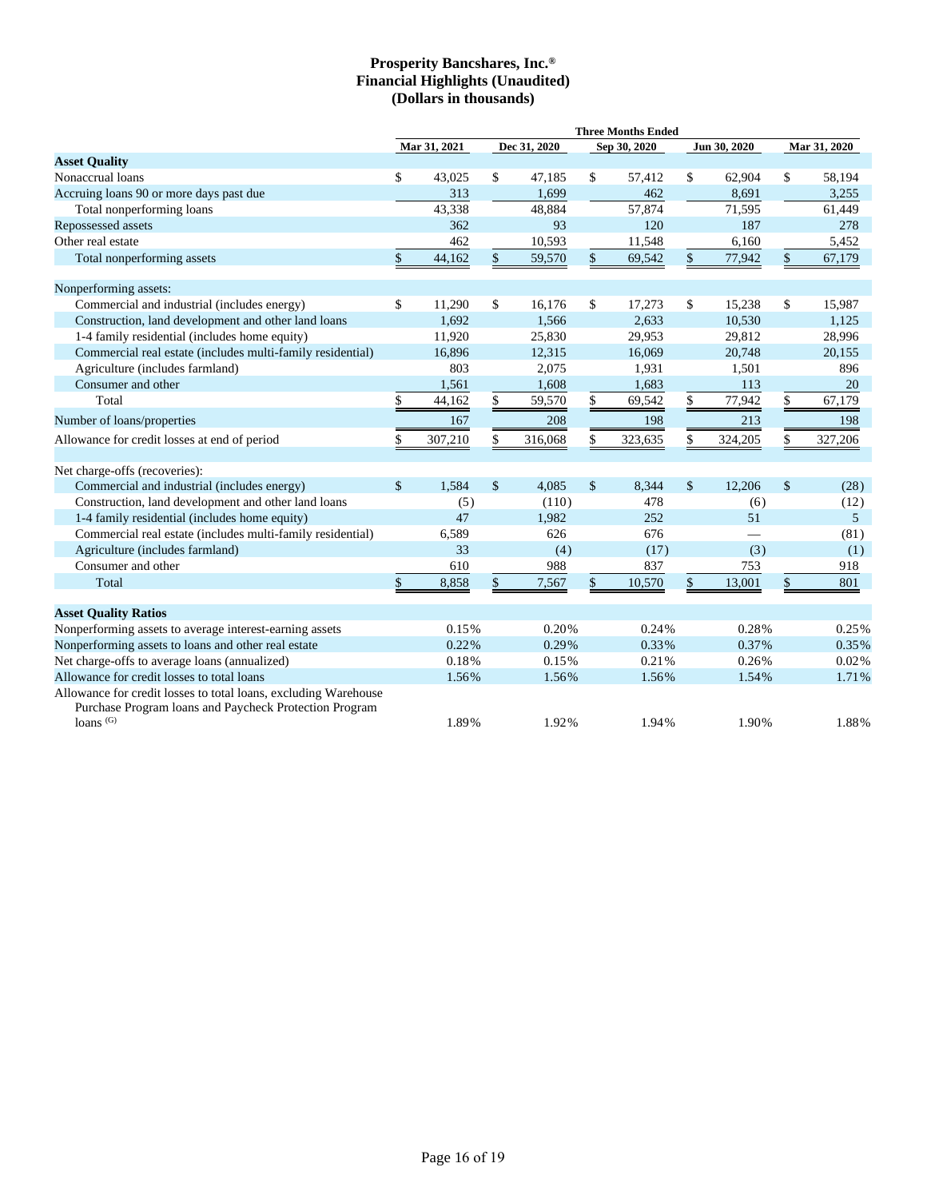# Prosperity Bancshares, Inc.®
## Financial Highlights (Unaudited)
## (Dollars in thousands)

| | Three Months Ended | | | | |
|---|---|---|---|---|---|
| | Mar 31, 2021 | Dec 31, 2020 | Sep 30, 2020 | Jun 30, 2020 | Mar 31, 2020 |
| **Asset Quality** | | | | | |
| Nonaccrual loans | $ 43,025 | $ 47,185 | $ 57,412 | $ 62,904 | $ 58,194 |
| Accruing loans 90 or more days past due | 313 | 1,699 | 462 | 8,691 | 3,255 |
| Total nonperforming loans | 43,338 | 48,884 | 57,874 | 71,595 | 61,449 |
| Repossessed assets | 362 | 93 | 120 | 187 | 278 |
| Other real estate | 462 | 10,593 | 11,548 | 6,160 | 5,452 |
| Total nonperforming assets | $ 44,162 | $ 59,570 | $ 69,542 | $ 77,942 | $ 67,179 |
| | | | | | |
| Nonperforming assets: | | | | | |
| Commercial and industrial (includes energy) | $ 11,290 | $ 16,176 | $ 17,273 | $ 15,238 | $ 15,987 |
| Construction, land development and other land loans | 1,692 | 1,566 | 2,633 | 10,530 | 1,125 |
| 1-4 family residential (includes home equity) | 11,920 | 25,830 | 29,953 | 29,812 | 28,996 |
| Commercial real estate (includes multi-family residential) | 16,896 | 12,315 | 16,069 | 20,748 | 20,155 |
| Agriculture (includes farmland) | 803 | 2,075 | 1,931 | 1,501 | 896 |
| Consumer and other | 1,561 | 1,608 | 1,683 | 113 | 20 |
| Total | $ 44,162 | $ 59,570 | $ 69,542 | $ 77,942 | $ 67,179 |
| Number of loans/properties | 167 | 208 | 198 | 213 | 198 |
| Allowance for credit losses at end of period | $ 307,210 | $ 316,068 | $ 323,635 | $ 324,205 | $ 327,206 |
| | | | | | |
| Net charge-offs (recoveries): | | | | | |
| Commercial and industrial (includes energy) | $ 1,584 | $ 4,085 | $ 8,344 | $ 12,206 | $ (28) |
| Construction, land development and other land loans | (5) | (110) | 478 | (6) | (12) |
| 1-4 family residential (includes home equity) | 47 | 1,982 | 252 | 51 | 5 |
| Commercial real estate (includes multi-family residential) | 6,589 | 626 | 676 | — | (81) |
| Agriculture (includes farmland) | 33 | (4) | (17) | (3) | (1) |
| Consumer and other | 610 | 988 | 837 | 753 | 918 |
| Total | $ 8,858 | $ 7,567 | $ 10,570 | $ 13,001 | $ 801 |
| | | | | | |
| **Asset Quality Ratios** | | | | | |
| Nonperforming assets to average interest-earning assets | 0.15% | 0.20% | 0.24% | 0.28% | 0.25% |
| Nonperforming assets to loans and other real estate | 0.22% | 0.29% | 0.33% | 0.37% | 0.35% |
| Net charge-offs to average loans (annualized) | 0.18% | 0.15% | 0.21% | 0.26% | 0.02% |
| Allowance for credit losses to total loans | 1.56% | 1.56% | 1.56% | 1.54% | 1.71% |
| Allowance for credit losses to total loans, excluding Warehouse Purchase Program loans and Paycheck Protection Program loans (G) | 1.89% | 1.92% | 1.94% | 1.90% | 1.88% |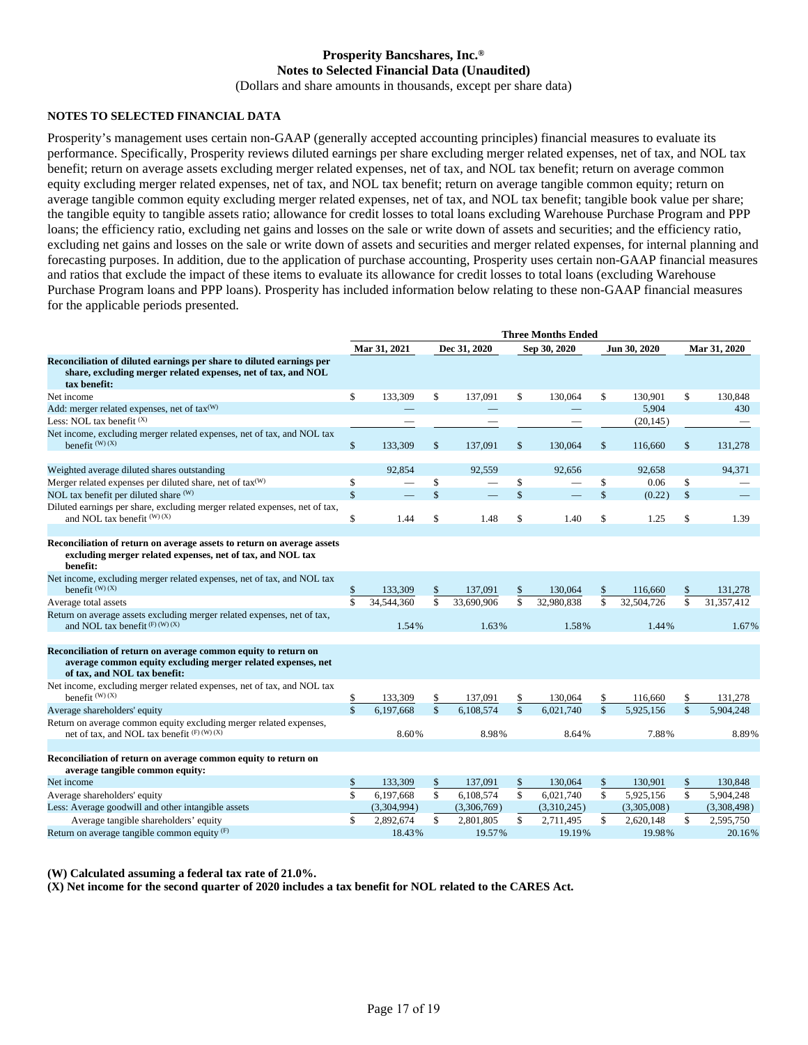# Prosperity Bancshares, Inc.®
## Notes to Selected Financial Data (Unaudited)
(Dollars and share amounts in thousands, except per share data)

**NOTES TO SELECTED FINANCIAL DATA**

Prosperity's management uses certain non-GAAP (generally accepted accounting principles) financial measures to evaluate its performance. Specifically, Prosperity reviews diluted earnings per share excluding merger related expenses, net of tax, and NOL tax benefit; return on average assets excluding merger related expenses, net of tax, and NOL tax benefit; return on average common equity excluding merger related expenses, net of tax, and NOL tax benefit; return on average tangible common equity; return on average tangible common equity excluding merger related expenses, net of tax, and NOL tax benefit; tangible book value per share; the tangible equity to tangible assets ratio; allowance for credit losses to total loans excluding Warehouse Purchase Program and PPP loans; the efficiency ratio, excluding net gains and losses on the sale or write down of assets and securities; and the efficiency ratio, excluding net gains and losses on the sale or write down of assets and securities and merger related expenses, for internal planning and forecasting purposes. In addition, due to the application of purchase accounting, Prosperity uses certain non-GAAP financial measures and ratios that exclude the impact of these items to evaluate its allowance for credit losses to total loans (excluding Warehouse Purchase Program loans and PPP loans). Prosperity has included information below relating to these non-GAAP financial measures for the applicable periods presented.

| | Three Months Ended | | | | |
|---|---|---|---|---|---|
| | Mar 31, 2021 | Dec 31, 2020 | Sep 30, 2020 | Jun 30, 2020 | Mar 31, 2020 |
| **Reconciliation of diluted earnings per share to diluted earnings per share, excluding merger related expenses, net of tax, and NOL tax benefit:** | | | | | |
| Net income | $ 133,309 | $ 137,091 | $ 130,064 | $ 130,901 | $ 130,848 |
| Add: merger related expenses, net of tax[(W)] | — | — | — | 5,904 | 430 |
| Less: NOL tax benefit [(X)] | — | — | — | (20,145) | — |
| Net income, excluding merger related expenses, net of tax, and NOL tax benefit [(W) (X)] | $ 133,309 | $ 137,091 | $ 130,064 | $ 116,660 | $ 131,278 |
| Weighted average diluted shares outstanding | 92,854 | 92,559 | 92,656 | 92,658 | 94,371 |
| Merger related expenses per diluted share, net of tax[(W)] | $ — | $ — | $ — | $ 0.06 | $ — |
| NOL tax benefit per diluted share [(W)] | $ — | $ — | $ — | $ (0.22) | $ — |
| Diluted earnings per share, excluding merger related expenses, net of tax, and NOL tax benefit [(W) (X)] | $ 1.44 | $ 1.48 | $ 1.40 | $ 1.25 | $ 1.39 |
| **Reconciliation of return on average assets to return on average assets excluding merger related expenses, net of tax, and NOL tax benefit:** | | | | | |
| Net income, excluding merger related expenses, net of tax, and NOL tax benefit [(W) (X)] | $ 133,309 | $ 137,091 | $ 130,064 | $ 116,660 | $ 131,278 |
| Average total assets | $ 34,544,360 | $ 33,690,906 | $ 32,980,838 | $ 32,504,726 | $ 31,357,412 |
| Return on average assets excluding merger related expenses, net of tax, and NOL tax benefit [(F) (W) (X)] | 1.54% | 1.63% | 1.58% | 1.44% | 1.67% |
| **Reconciliation of return on average common equity to return on average common equity excluding merger related expenses, net of tax, and NOL tax benefit:** | | | | | |
| Net income, excluding merger related expenses, net of tax, and NOL tax benefit [(W) (X)] | $ 133,309 | $ 137,091 | $ 130,064 | $ 116,660 | $ 131,278 |
| Average shareholders' equity | $ 6,197,668 | $ 6,108,574 | $ 6,021,740 | $ 5,925,156 | $ 5,904,248 |
| Return on average common equity excluding merger related expenses, net of tax, and NOL tax benefit [(F) (W) (X)] | 8.60% | 8.98% | 8.64% | 7.88% | 8.89% |
| **Reconciliation of return on average common equity to return on average tangible common equity:** | | | | | |
| Net income | $ 133,309 | $ 137,091 | $ 130,064 | $ 130,901 | $ 130,848 |
| Average shareholders' equity | $ 6,197,668 | $ 6,108,574 | $ 6,021,740 | $ 5,925,156 | $ 5,904,248 |
| Less: Average goodwill and other intangible assets | (3,304,994) | (3,306,769) | (3,310,245) | (3,305,008) | (3,308,498) |
| Average tangible shareholders' equity | $ 2,892,674 | $ 2,801,805 | $ 2,711,495 | $ 2,620,148 | $ 2,595,750 |
| Return on average tangible common equity [(F)] | 18.43% | 19.57% | 19.19% | 19.98% | 20.16% |

**(W) Calculated assuming a federal tax rate of 21.0%.**
**(X) Net income for the second quarter of 2020 includes a tax benefit for NOL related to the CARES Act.**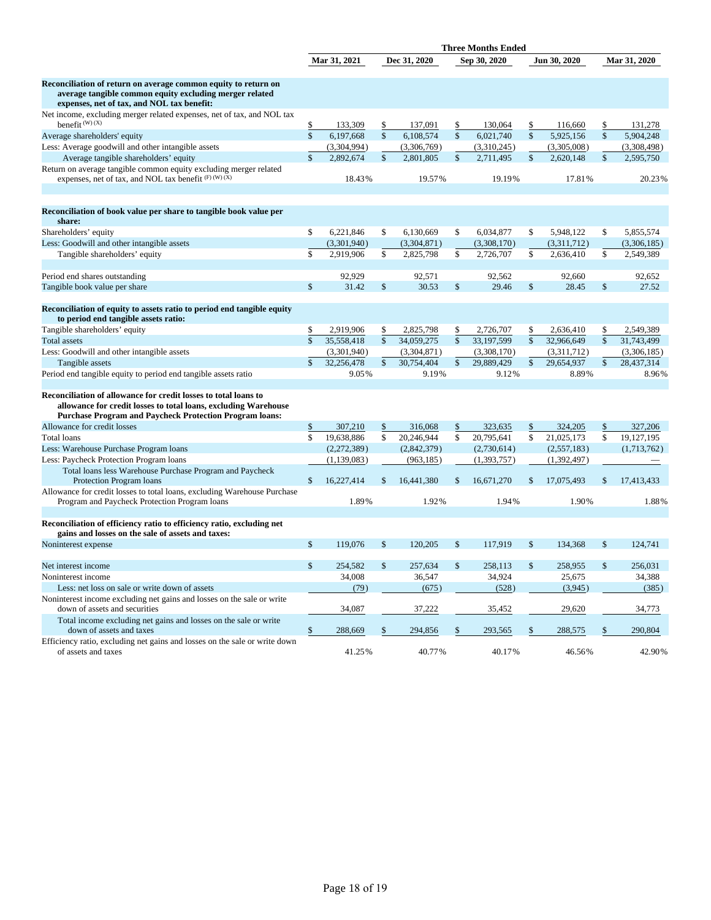| | Three Months Ended | | | | |
|---|---|---|---|---|---|
| | Mar 31, 2021 | Dec 31, 2020 | Sep 30, 2020 | Jun 30, 2020 | Mar 31, 2020 |
| **Reconciliation of return on average common equity to return on average tangible common equity excluding merger related expenses, net of tax, and NOL tax benefit:** | | | | | |
| Net income, excluding merger related expenses, net of tax, and NOL tax benefit [(W) (X)] | $ 133,309 | $ 137,091 | $ 130,064 | $ 116,660 | $ 131,278 |
| Average shareholders' equity | $ 6,197,668 | $ 6,108,574 | $ 6,021,740 | $ 5,925,156 | $ 5,904,248 |
| Less: Average goodwill and other intangible assets | (3,304,994) | (3,306,769) | (3,310,245) | (3,305,008) | (3,308,498) |
| Average tangible shareholders' equity | $ 2,892,674 | $ 2,801,805 | $ 2,711,495 | $ 2,620,148 | $ 2,595,750 |
| Return on average tangible common equity excluding merger related expenses, net of tax, and NOL tax benefit [(F) (W) (X)] | 18.43% | 19.57% | 19.19% | 17.81% | 20.23% |
| | | | | | |
| **Reconciliation of book value per share to tangible book value per share:** | | | | | |
| Shareholders' equity | $ 6,221,846 | $ 6,130,669 | $ 6,034,877 | $ 5,948,122 | $ 5,855,574 |
| Less: Goodwill and other intangible assets | (3,301,940) | (3,304,871) | (3,308,170) | (3,311,712) | (3,306,185) |
| Tangible shareholders' equity | $ 2,919,906 | $ 2,825,798 | $ 2,726,707 | $ 2,636,410 | $ 2,549,389 |
| | | | | | |
| Period end shares outstanding | 92,929 | 92,571 | 92,562 | 92,660 | 92,652 |
| Tangible book value per share | $ 31.42 | $ 30.53 | $ 29.46 | $ 28.45 | $ 27.52 |
| | | | | | |
| **Reconciliation of equity to assets ratio to period end tangible equity to period end tangible assets ratio:** | | | | | |
| Tangible shareholders' equity | $ 2,919,906 | $ 2,825,798 | $ 2,726,707 | $ 2,636,410 | $ 2,549,389 |
| Total assets | $ 35,558,418 | $ 34,059,275 | $ 33,197,599 | $ 32,966,649 | $ 31,743,499 |
| Less: Goodwill and other intangible assets | (3,301,940) | (3,304,871) | (3,308,170) | (3,311,712) | (3,306,185) |
| Tangible assets | $ 32,256,478 | $ 30,754,404 | $ 29,889,429 | $ 29,654,937 | $ 28,437,314 |
| Period end tangible equity to period end tangible assets ratio | 9.05% | 9.19% | 9.12% | 8.89% | 8.96% |
| | | | | | |
| **Reconciliation of allowance for credit losses to total loans to allowance for credit losses to total loans, excluding Warehouse Purchase Program and Paycheck Protection Program loans:** | | | | | |
| Allowance for credit losses | $ 307,210 | $ 316,068 | $ 323,635 | $ 324,205 | $ 327,206 |
| Total loans | $ 19,638,886 | $ 20,246,944 | $ 20,795,641 | $ 21,025,173 | $ 19,127,195 |
| Less: Warehouse Purchase Program loans | (2,272,389) | (2,842,379) | (2,730,614) | (2,557,183) | (1,713,762) |
| Less: Paycheck Protection Program loans | (1,139,083) | (963,185) | (1,393,757) | (1,392,497) | — |
| Total loans less Warehouse Purchase Program and Paycheck Protection Program loans | $ 16,227,414 | $ 16,441,380 | $ 16,671,270 | $ 17,075,493 | $ 17,413,433 |
| Allowance for credit losses to total loans, excluding Warehouse Purchase Program and Paycheck Protection Program loans | 1.89% | 1.92% | 1.94% | 1.90% | 1.88% |
| | | | | | |
| **Reconciliation of efficiency ratio to efficiency ratio, excluding net gains and losses on the sale of assets and taxes:** | | | | | |
| Noninterest expense | $ 119,076 | $ 120,205 | $ 117,919 | $ 134,368 | $ 124,741 |
| | | | | | |
| Net interest income | $ 254,582 | $ 257,634 | $ 258,113 | $ 258,955 | $ 256,031 |
| Noninterest income | 34,008 | 36,547 | 34,924 | 25,675 | 34,388 |
| Less: net loss on sale or write down of assets | (79) | (675) | (528) | (3,945) | (385) |
| Noninterest income excluding net gains and losses on the sale or write down of assets and securities | 34,087 | 37,222 | 35,452 | 29,620 | 34,773 |
| Total income excluding net gains and losses on the sale or write down of assets and taxes | $ 288,669 | $ 294,856 | $ 293,565 | $ 288,575 | $ 290,804 |
| Efficiency ratio, excluding net gains and losses on the sale or write down of assets and taxes | 41.25% | 40.77% | 40.17% | 46.56% | 42.90% |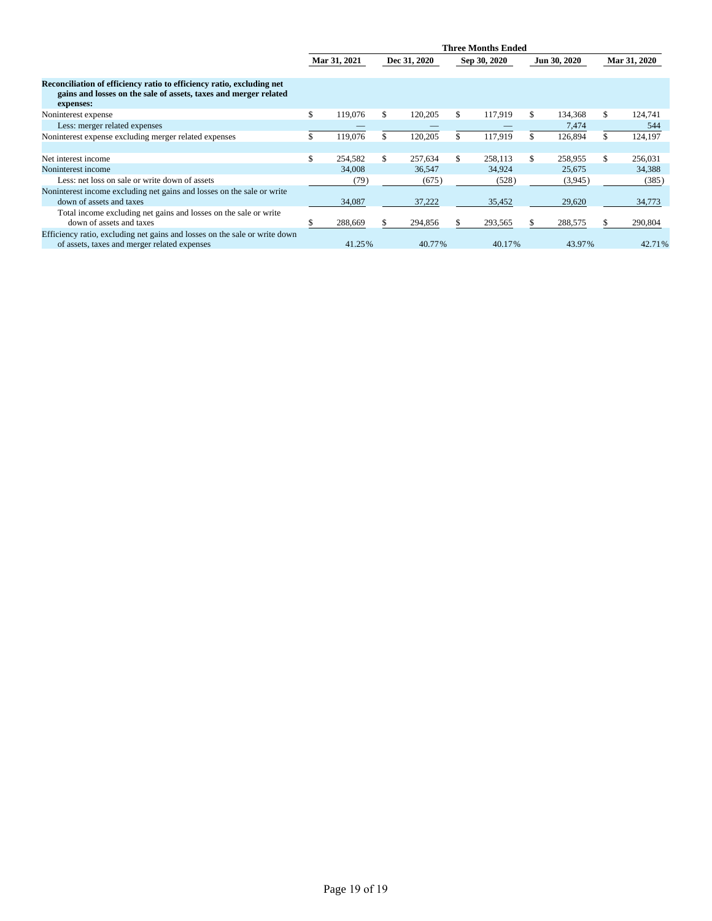| | Three Months Ended | | | | |
|---|---|---|---|---|---|
| | Mar 31, 2021 | Dec 31, 2020 | Sep 30, 2020 | Jun 30, 2020 | Mar 31, 2020 |
| **Reconciliation of efficiency ratio to efficiency ratio, excluding net gains and losses on the sale of assets, taxes and merger related expenses:** | | | | | |
| Noninterest expense | $ 119,076 | $ 120,205 | $ 117,919 | $ 134,368 | $ 124,741 |
| Less: merger related expenses | — | — | — | 7,474 | 544 |
| Noninterest expense excluding merger related expenses | $ 119,076 | $ 120,205 | $ 117,919 | $ 126,894 | $ 124,197 |
| | | | | | |
| Net interest income | $ 254,582 | $ 257,634 | $ 258,113 | $ 258,955 | $ 256,031 |
| Noninterest income | 34,008 | 36,547 | 34,924 | 25,675 | 34,388 |
| Less: net loss on sale or write down of assets | (79) | (675) | (528) | (3,945) | (385) |
| Noninterest income excluding net gains and losses on the sale or write down of assets and taxes | 34,087 | 37,222 | 35,452 | 29,620 | 34,773 |
| Total income excluding net gains and losses on the sale or write down of assets and taxes | $ 288,669 | $ 294,856 | $ 293,565 | $ 288,575 | $ 290,804 |
| Efficiency ratio, excluding net gains and losses on the sale or write down of assets, taxes and merger related expenses | 41.25% | 40.77% | 40.17% | 43.97% | 42.71% |